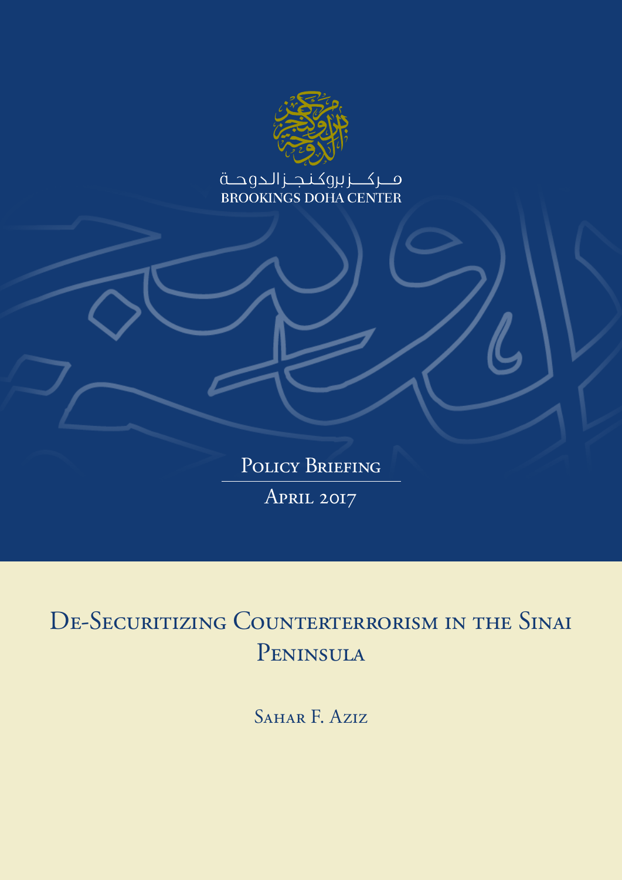مـركــزبروكنجـزالدوحـة

BROOKINGS DOHA CENTER

Policy Briefing

April 2017

# De-Securitizing Counterterrorism in the Sinai Peninsula

Sahar F. Aziz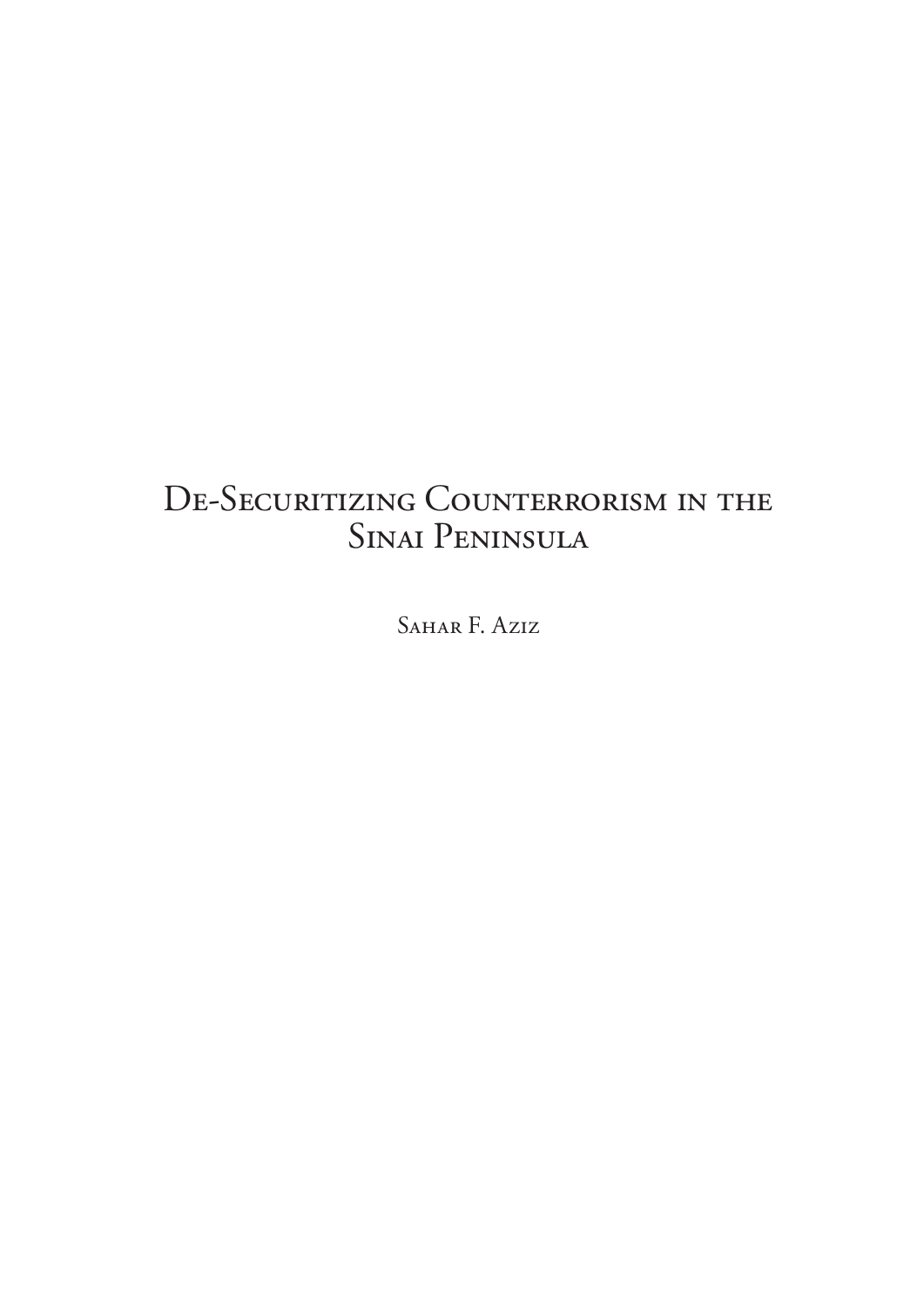# De-Securitizing Counterrorism in the Sinai Peninsula

Sahar F. Aziz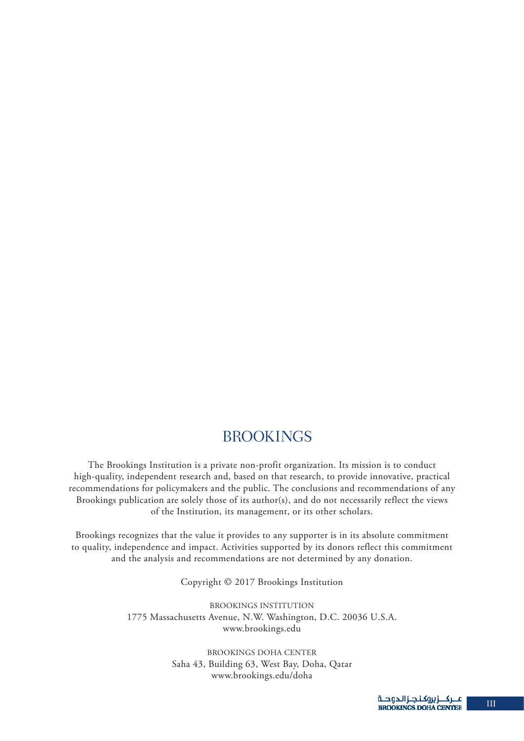# BROOKINGS

The Brookings Institution is a private non-profit organization. Its mission is to conduct high-quality, independent research and, based on that research, to provide innovative, practical recommendations for policymakers and the public. The conclusions and recommendations of any Brookings publication are solely those of its author(s), and do not necessarily reflect the views of the Institution, its management, or its other scholars.

Brookings recognizes that the value it provides to any supporter is in its absolute commitment to quality, independence and impact. Activities supported by its donors reflect this commitment and the analysis and recommendations are not determined by any donation.

Copyright © 2017 Brookings Institution

BROOKINGS INSTITUTION
1775 Massachusetts Avenue, N.W. Washington, D.C. 20036 U.S.A.
www.brookings.edu

BROOKINGS DOHA CENTER
Saha 43, Building 63, West Bay, Doha, Qatar
www.brookings.edu/doha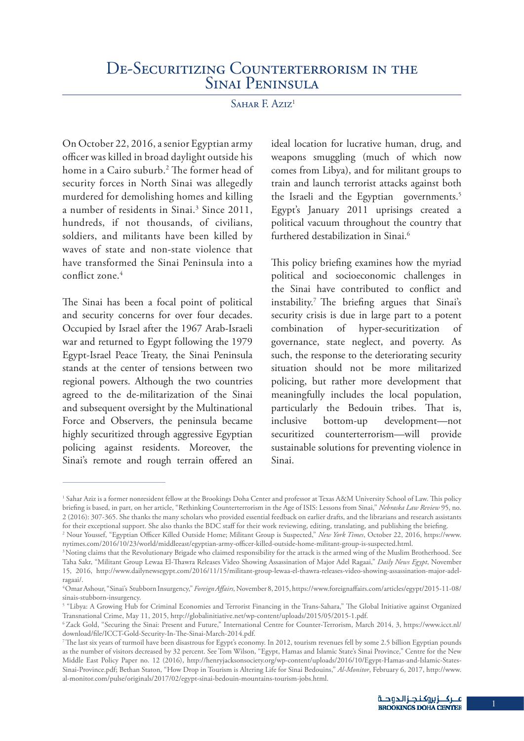# De-Securitizing Counterterrorism in the Sinai Peninsula

Sahar F. Aziz[1]

On October 22, 2016, a senior Egyptian army officer was killed in broad daylight outside his home in a Cairo suburb.[2] The former head of security forces in North Sinai was allegedly murdered for demolishing homes and killing a number of residents in Sinai.[3] Since 2011, hundreds, if not thousands, of civilians, soldiers, and militants have been killed by waves of state and non-state violence that have transformed the Sinai Peninsula into a conflict zone.[4]

The Sinai has been a focal point of political and security concerns for over four decades. Occupied by Israel after the 1967 Arab-Israeli war and returned to Egypt following the 1979 Egypt-Israel Peace Treaty, the Sinai Peninsula stands at the center of tensions between two regional powers. Although the two countries agreed to the de-militarization of the Sinai and subsequent oversight by the Multinational Force and Observers, the peninsula became highly securitized through aggressive Egyptian policing against residents. Moreover, the Sinai's remote and rough terrain offered an ideal location for lucrative human, drug, and weapons smuggling (much of which now comes from Libya), and for militant groups to train and launch terrorist attacks against both the Israeli and the Egyptian governments.[5] Egypt's January 2011 uprisings created a political vacuum throughout the country that furthered destabilization in Sinai.[6]

This policy briefing examines how the myriad political and socioeconomic challenges in the Sinai have contributed to conflict and instability.[7] The briefing argues that Sinai's security crisis is due in large part to a potent combination of hyper-securitization of governance, state neglect, and poverty. As such, the response to the deteriorating security situation should not be more militarized policing, but rather more development that meaningfully includes the local population, particularly the Bedouin tribes. That is, inclusive bottom-up development—not securitized counterterrorism—will provide sustainable solutions for preventing violence in Sinai.

---

[1] Sahar Aziz is a former nonresident fellow at the Brookings Doha Center and professor at Texas A&M University School of Law. This policy briefing is based, in part, on her article, "Rethinking Counterterrorism in the Age of ISIS: Lessons from Sinai," *Nebraska Law Review* 95, no. 2 (2016): 307-365. She thanks the many scholars who provided essential feedback on earlier drafts, and the librarians and research assistants for their exceptional support. She also thanks the BDC staff for their work reviewing, editing, translating, and publishing the briefing.

[2] Nour Youssef, "Egyptian Officer Killed Outside Home; Militant Group is Suspected," *New York Times*, October 22, 2016, https://www.nytimes.com/2016/10/23/world/middleeast/egyptian-army-officer-killed-outside-home-militant-group-is-suspected.html.

[3] Noting claims that the Revolutionary Brigade who claimed responsibility for the attack is the armed wing of the Muslim Brotherhood. See Taha Sakr, "Militant Group Lewaa El-Thawra Releases Video Showing Assassination of Major Adel Ragaai," *Daily News Egypt*, November 15, 2016, http://www.dailynewsegypt.com/2016/11/15/militant-group-lewaa-el-thawra-releases-video-showing-assassination-major-adel-ragaai/.

[4] Omar Ashour, "Sinai's Stubborn Insurgency," *Foreign Affairs*, November 8, 2015, https://www.foreignaffairs.com/articles/egypt/2015-11-08/sinais-stubborn-insurgency.

[5] "Libya: A Growing Hub for Criminal Economies and Terrorist Financing in the Trans-Sahara," The Global Initiative against Organized Transnational Crime, May 11, 2015, http://globalinitiative.net/wp-content/uploads/2015/05/2015-1.pdf.

[6] Zack Gold, "Securing the Sinai: Present and Future," International Centre for Counter-Terrorism, March 2014, 3, https://www.icct.nl/download/file/ICCT-Gold-Security-In-The-Sinai-March-2014.pdf.

[7] The last six years of turmoil have been disastrous for Egypt's economy. In 2012, tourism revenues fell by some 2.5 billion Egyptian pounds as the number of visitors decreased by 32 percent. See Tom Wilson, "Egypt, Hamas and Islamic State's Sinai Province," Centre for the New Middle East Policy Paper no. 12 (2016), http://henryjacksonsociety.org/wp-content/uploads/2016/10/Egypt-Hamas-and-Islamic-States-Sinai-Province.pdf; Bethan Staton, "How Drop in Tourism is Altering Life for Sinai Bedouins," *Al-Monitor*, February 6, 2017, http://www.al-monitor.com/pulse/originals/2017/02/egypt-sinai-bedouin-mountains-tourism-jobs.html.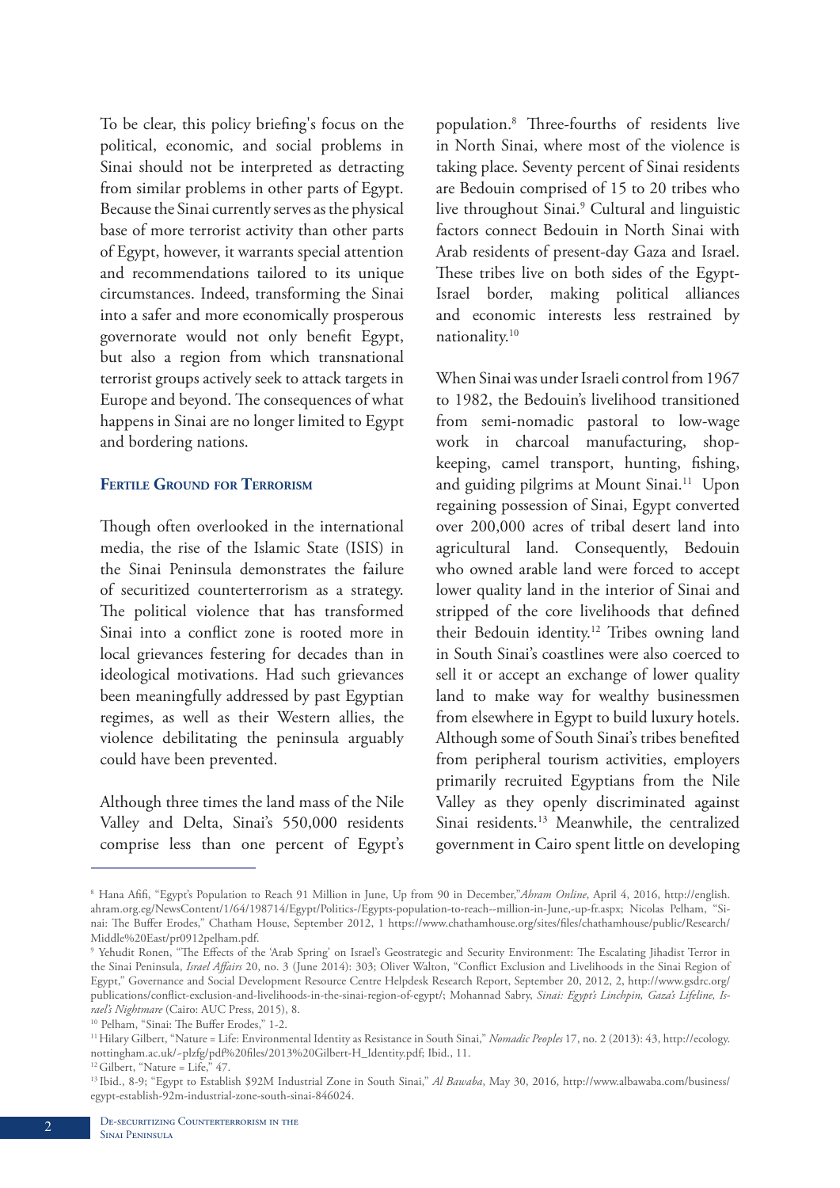To be clear, this policy briefing's focus on the political, economic, and social problems in Sinai should not be interpreted as detracting from similar problems in other parts of Egypt. Because the Sinai currently serves as the physical base of more terrorist activity than other parts of Egypt, however, it warrants special attention and recommendations tailored to its unique circumstances. Indeed, transforming the Sinai into a safer and more economically prosperous governorate would not only benefit Egypt, but also a region from which transnational terrorist groups actively seek to attack targets in Europe and beyond. The consequences of what happens in Sinai are no longer limited to Egypt and bordering nations.

## Fertile Ground for Terrorism

Though often overlooked in the international media, the rise of the Islamic State (ISIS) in the Sinai Peninsula demonstrates the failure of securitized counterterrorism as a strategy. The political violence that has transformed Sinai into a conflict zone is rooted more in local grievances festering for decades than in ideological motivations. Had such grievances been meaningfully addressed by past Egyptian regimes, as well as their Western allies, the violence debilitating the peninsula arguably could have been prevented.

Although three times the land mass of the Nile Valley and Delta, Sinai's 550,000 residents comprise less than one percent of Egypt's population.[8] Three-fourths of residents live in North Sinai, where most of the violence is taking place. Seventy percent of Sinai residents are Bedouin comprised of 15 to 20 tribes who live throughout Sinai.[9] Cultural and linguistic factors connect Bedouin in North Sinai with Arab residents of present-day Gaza and Israel. These tribes live on both sides of the Egypt-Israel border, making political alliances and economic interests less restrained by nationality.[10]

When Sinai was under Israeli control from 1967 to 1982, the Bedouin's livelihood transitioned from semi-nomadic pastoral to low-wage work in charcoal manufacturing, shop-keeping, camel transport, hunting, fishing, and guiding pilgrims at Mount Sinai.[11] Upon regaining possession of Sinai, Egypt converted over 200,000 acres of tribal desert land into agricultural land. Consequently, Bedouin who owned arable land were forced to accept lower quality land in the interior of Sinai and stripped of the core livelihoods that defined their Bedouin identity.[12] Tribes owning land in South Sinai's coastlines were also coerced to sell it or accept an exchange of lower quality land to make way for wealthy businessmen from elsewhere in Egypt to build luxury hotels. Although some of South Sinai's tribes benefited from peripheral tourism activities, employers primarily recruited Egyptians from the Nile Valley as they openly discriminated against Sinai residents.[13] Meanwhile, the centralized government in Cairo spent little on developing

---

[8] Hana Afifi, "Egypt's Population to Reach 91 Million in June, Up from 90 in December,"*Ahram Online*, April 4, 2016, http://english.ahram.org.eg/NewsContent/1/64/198714/Egypt/Politics-/Egypts-population-to-reach--million-in-June,-up-fr.aspx; Nicolas Pelham, "Sinai: The Buffer Erodes," Chatham House, September 2012, 1 https://www.chathamhouse.org/sites/files/chathamhouse/public/Research/Middle%20East/pr0912pelham.pdf.

[9] Yehudit Ronen, "The Effects of the 'Arab Spring' on Israel's Geostrategic and Security Environment: The Escalating Jihadist Terror in the Sinai Peninsula, *Israel Affairs* 20, no. 3 (June 2014): 303; Oliver Walton, "Conflict Exclusion and Livelihoods in the Sinai Region of Egypt," Governance and Social Development Resource Centre Helpdesk Research Report, September 20, 2012, 2, http://www.gsdrc.org/publications/conflict-exclusion-and-livelihoods-in-the-sinai-region-of-egypt/; Mohannad Sabry, *Sinai: Egypt's Linchpin, Gaza's Lifeline, Israel's Nightmare* (Cairo: AUC Press, 2015), 8.

[10] Pelham, "Sinai: The Buffer Erodes," 1-2.

[11] Hilary Gilbert, "Nature = Life: Environmental Identity as Resistance in South Sinai," *Nomadic Peoples* 17, no. 2 (2013): 43, http://ecology.nottingham.ac.uk/~plzfg/pdf%20files/2013%20Gilbert-H_Identity.pdf; Ibid., 11.

[12] Gilbert, "Nature = Life," 47.

[13] Ibid., 8-9; "Egypt to Establish $92M Industrial Zone in South Sinai," *Al Bawaba*, May 30, 2016, http://www.albawaba.com/business/egypt-establish-92m-industrial-zone-south-sinai-846024.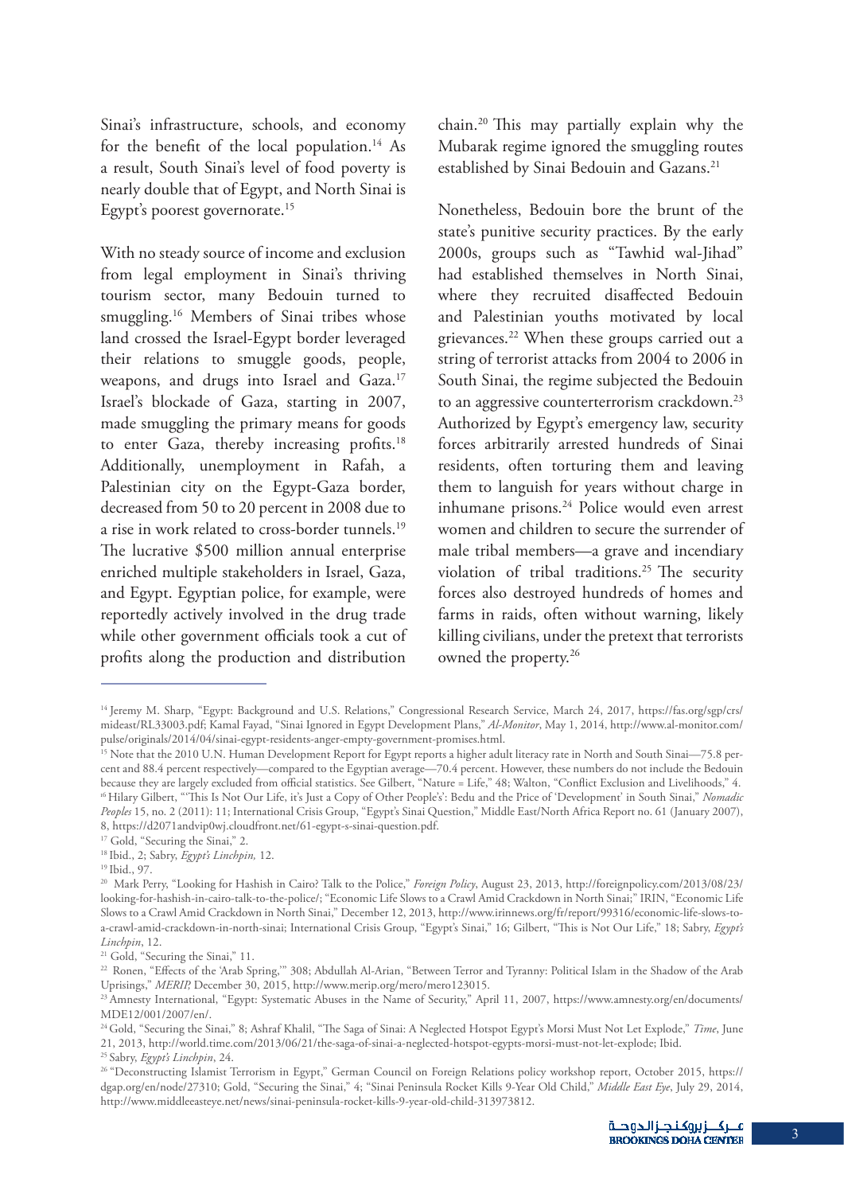Sinai's infrastructure, schools, and economy for the benefit of the local population.[14] As a result, South Sinai's level of food poverty is nearly double that of Egypt, and North Sinai is Egypt's poorest governorate.[15]

With no steady source of income and exclusion from legal employment in Sinai's thriving tourism sector, many Bedouin turned to smuggling.[16] Members of Sinai tribes whose land crossed the Israel-Egypt border leveraged their relations to smuggle goods, people, weapons, and drugs into Israel and Gaza.[17] Israel's blockade of Gaza, starting in 2007, made smuggling the primary means for goods to enter Gaza, thereby increasing profits.[18] Additionally, unemployment in Rafah, a Palestinian city on the Egypt-Gaza border, decreased from 50 to 20 percent in 2008 due to a rise in work related to cross-border tunnels.[19] The lucrative $500 million annual enterprise enriched multiple stakeholders in Israel, Gaza, and Egypt. Egyptian police, for example, were reportedly actively involved in the drug trade while other government officials took a cut of profits along the production and distribution chain.[20] This may partially explain why the Mubarak regime ignored the smuggling routes established by Sinai Bedouin and Gazans.[21]

Nonetheless, Bedouin bore the brunt of the state's punitive security practices. By the early 2000s, groups such as "Tawhid wal-Jihad" had established themselves in North Sinai, where they recruited disaffected Bedouin and Palestinian youths motivated by local grievances.[22] When these groups carried out a string of terrorist attacks from 2004 to 2006 in South Sinai, the regime subjected the Bedouin to an aggressive counterterrorism crackdown.[23] Authorized by Egypt's emergency law, security forces arbitrarily arrested hundreds of Sinai residents, often torturing them and leaving them to languish for years without charge in inhumane prisons.[24] Police would even arrest women and children to secure the surrender of male tribal members—a grave and incendiary violation of tribal traditions.[25] The security forces also destroyed hundreds of homes and farms in raids, often without warning, likely killing civilians, under the pretext that terrorists owned the property.[26]

---

[14] Jeremy M. Sharp, "Egypt: Background and U.S. Relations," Congressional Research Service, March 24, 2017, https://fas.org/sgp/crs/mideast/RL33003.pdf; Kamal Fayad, "Sinai Ignored in Egypt Development Plans," *Al-Monitor*, May 1, 2014, http://www.al-monitor.com/pulse/originals/2014/04/sinai-egypt-residents-anger-empty-government-promises.html.

[15] Note that the 2010 U.N. Human Development Report for Egypt reports a higher adult literacy rate in North and South Sinai—75.8 percent and 88.4 percent respectively—compared to the Egyptian average—70.4 percent. However, these numbers do not include the Bedouin because they are largely excluded from official statistics. See Gilbert, "Nature = Life," 48; Walton, "Conflict Exclusion and Livelihoods," 4.

[16] Hilary Gilbert, "'This Is Not Our Life, it's Just a Copy of Other People's': Bedu and the Price of 'Development' in South Sinai," *Nomadic Peoples* 15, no. 2 (2011): 11; International Crisis Group, "Egypt's Sinai Question," Middle East/North Africa Report no. 61 (January 2007), 8, https://d2071andvip0wj.cloudfront.net/61-egypt-s-sinai-question.pdf.

[17] Gold, "Securing the Sinai," 2.

[18] Ibid., 2; Sabry, *Egypt's Linchpin,* 12.

[19] Ibid., 97.

[20] Mark Perry, "Looking for Hashish in Cairo? Talk to the Police," *Foreign Policy*, August 23, 2013, http://foreignpolicy.com/2013/08/23/looking-for-hashish-in-cairo-talk-to-the-police/; "Economic Life Slows to a Crawl Amid Crackdown in North Sinai;" IRIN, "Economic Life Slows to a Crawl Amid Crackdown in North Sinai," December 12, 2013, http://www.irinnews.org/fr/report/99316/economic-life-slows-to-a-crawl-amid-crackdown-in-north-sinai; International Crisis Group, "Egypt's Sinai," 16; Gilbert, "This is Not Our Life," 18; Sabry, *Egypt's Linchpin*, 12.

[21] Gold, "Securing the Sinai," 11.

[22] Ronen, "Effects of the 'Arab Spring,'" 308; Abdullah Al-Arian, "Between Terror and Tyranny: Political Islam in the Shadow of the Arab Uprisings," *MERIP,* December 30, 2015, http://www.merip.org/mero/mero123015.

[23] Amnesty International, "Egypt: Systematic Abuses in the Name of Security," April 11, 2007, https://www.amnesty.org/en/documents/MDE12/001/2007/en/.

[24] Gold, "Securing the Sinai," 8; Ashraf Khalil, "The Saga of Sinai: A Neglected Hotspot Egypt's Morsi Must Not Let Explode," *Time*, June 21, 2013, http://world.time.com/2013/06/21/the-saga-of-sinai-a-neglected-hotspot-egypts-morsi-must-not-let-explode; Ibid.

[25] Sabry, *Egypt's Linchpin*, 24.

[26] "Deconstructing Islamist Terrorism in Egypt," German Council on Foreign Relations policy workshop report, October 2015, https://dgap.org/en/node/27310; Gold, "Securing the Sinai," 4; "Sinai Peninsula Rocket Kills 9-Year Old Child," *Middle East Eye*, July 29, 2014, http://www.middleeasteye.net/news/sinai-peninsula-rocket-kills-9-year-old-child-313973812.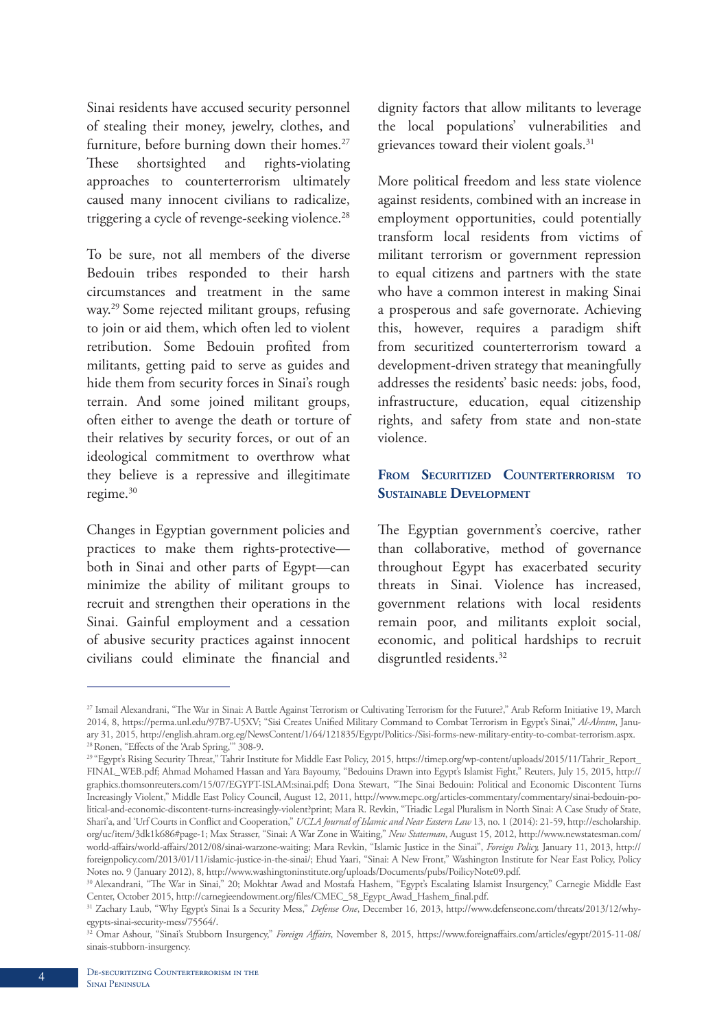Sinai residents have accused security personnel of stealing their money, jewelry, clothes, and furniture, before burning down their homes.[27] These shortsighted and rights-violating approaches to counterterrorism ultimately caused many innocent civilians to radicalize, triggering a cycle of revenge-seeking violence.[28]

To be sure, not all members of the diverse Bedouin tribes responded to their harsh circumstances and treatment in the same way.[29] Some rejected militant groups, refusing to join or aid them, which often led to violent retribution. Some Bedouin profited from militants, getting paid to serve as guides and hide them from security forces in Sinai's rough terrain. And some joined militant groups, often either to avenge the death or torture of their relatives by security forces, or out of an ideological commitment to overthrow what they believe is a repressive and illegitimate regime.[30]

Changes in Egyptian government policies and practices to make them rights-protective—both in Sinai and other parts of Egypt—can minimize the ability of militant groups to recruit and strengthen their operations in the Sinai. Gainful employment and a cessation of abusive security practices against innocent civilians could eliminate the financial and dignity factors that allow militants to leverage the local populations' vulnerabilities and grievances toward their violent goals.[31]

More political freedom and less state violence against residents, combined with an increase in employment opportunities, could potentially transform local residents from victims of militant terrorism or government repression to equal citizens and partners with the state who have a common interest in making Sinai a prosperous and safe governorate. Achieving this, however, requires a paradigm shift from securitized counterterrorism toward a development-driven strategy that meaningfully addresses the residents' basic needs: jobs, food, infrastructure, education, equal citizenship rights, and safety from state and non-state violence.

## From Securitized Counterterrorism to Sustainable Development

The Egyptian government's coercive, rather than collaborative, method of governance throughout Egypt has exacerbated security threats in Sinai. Violence has increased, government relations with local residents remain poor, and militants exploit social, economic, and political hardships to recruit disgruntled residents.[32]

---

[27] Ismail Alexandrani, "The War in Sinai: A Battle Against Terrorism or Cultivating Terrorism for the Future?," Arab Reform Initiative 19, March 2014, 8, https://perma.unl.edu/97B7-U5XV; "Sisi Creates Unified Military Command to Combat Terrorism in Egypt's Sinai," *Al-Ahram*, January 31, 2015, http://english.ahram.org.eg/NewsContent/1/64/121835/Egypt/Politics-/Sisi-forms-new-military-entity-to-combat-terrorism.aspx.

[28] Ronen, "Effects of the 'Arab Spring,'" 308-9.

[29] "Egypt's Rising Security Threat," Tahrir Institute for Middle East Policy, 2015, https://timep.org/wp-content/uploads/2015/11/Tahrir_Report_FINAL_WEB.pdf; Ahmad Mohamed Hassan and Yara Bayoumy, "Bedouins Drawn into Egypt's Islamist Fight," Reuters, July 15, 2015, http://graphics.thomsonreuters.com/15/07/EGYPT-ISLAM:sinai.pdf; Dona Stewart, "The Sinai Bedouin: Political and Economic Discontent Turns Increasingly Violent," Middle East Policy Council, August 12, 2011, http://www.mepc.org/articles-commentary/commentary/sinai-bedouin-political-and-economic-discontent-turns-increasingly-violent?print; Mara R. Revkin, "Triadic Legal Pluralism in North Sinai: A Case Study of State, Shari'a, and 'Urf Courts in Conflict and Cooperation," *UCLA Journal of Islamic and Near Eastern Law* 13, no. 1 (2014): 21-59, http://escholarship.org/uc/item/3dk1k686#page-1; Max Strasser, "Sinai: A War Zone in Waiting," *New Statesman*, August 15, 2012, http://www.newstatesman.com/world-affairs/world-affairs/2012/08/sinai-warzone-waiting; Mara Revkin, "Islamic Justice in the Sinai", *Foreign Policy,* January 11, 2013, http://foreignpolicy.com/2013/01/11/islamic-justice-in-the-sinai/; Ehud Yaari, "Sinai: A New Front," Washington Institute for Near East Policy, Policy Notes no. 9 (January 2012), 8, http://www.washingtoninstitute.org/uploads/Documents/pubs/PoilicyNote09.pdf.

[30] Alexandrani, "The War in Sinai," 20; Mokhtar Awad and Mostafa Hashem, "Egypt's Escalating Islamist Insurgency," Carnegie Middle East Center, October 2015, http://carnegieendowment.org/files/CMEC_58_Egypt_Awad_Hashem_final.pdf.

[31] Zachary Laub, "Why Egypt's Sinai Is a Security Mess," *Defense One*, December 16, 2013, http://www.defenseone.com/threats/2013/12/why-egypts-sinai-security-mess/75564/.

[32] Omar Ashour, "Sinai's Stubborn Insurgency," *Foreign Affairs*, November 8, 2015, https://www.foreignaffairs.com/articles/egypt/2015-11-08/sinais-stubborn-insurgency.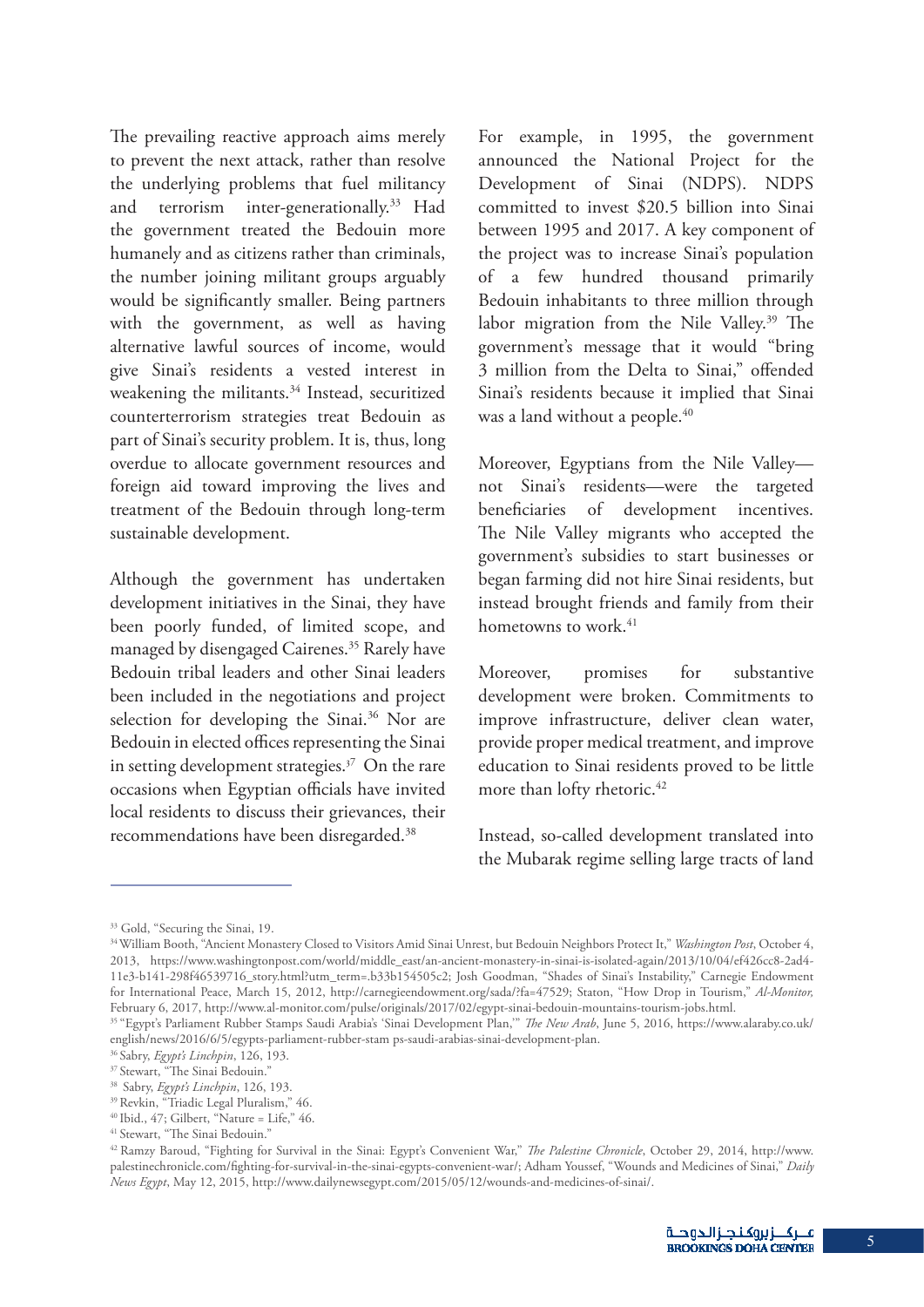The prevailing reactive approach aims merely to prevent the next attack, rather than resolve the underlying problems that fuel militancy and terrorism inter-generationally.[33] Had the government treated the Bedouin more humanely and as citizens rather than criminals, the number joining militant groups arguably would be significantly smaller. Being partners with the government, as well as having alternative lawful sources of income, would give Sinai's residents a vested interest in weakening the militants.[34] Instead, securitized counterterrorism strategies treat Bedouin as part of Sinai's security problem. It is, thus, long overdue to allocate government resources and foreign aid toward improving the lives and treatment of the Bedouin through long-term sustainable development.

Although the government has undertaken development initiatives in the Sinai, they have been poorly funded, of limited scope, and managed by disengaged Cairenes.[35] Rarely have Bedouin tribal leaders and other Sinai leaders been included in the negotiations and project selection for developing the Sinai.[36] Nor are Bedouin in elected offices representing the Sinai in setting development strategies.[37] On the rare occasions when Egyptian officials have invited local residents to discuss their grievances, their recommendations have been disregarded.[38]

For example, in 1995, the government announced the National Project for the Development of Sinai (NDPS). NDPS committed to invest $20.5 billion into Sinai between 1995 and 2017. A key component of the project was to increase Sinai's population of a few hundred thousand primarily Bedouin inhabitants to three million through labor migration from the Nile Valley.[39] The government's message that it would "bring 3 million from the Delta to Sinai," offended Sinai's residents because it implied that Sinai was a land without a people.[40]

Moreover, Egyptians from the Nile Valley—not Sinai's residents—were the targeted beneficiaries of development incentives. The Nile Valley migrants who accepted the government's subsidies to start businesses or began farming did not hire Sinai residents, but instead brought friends and family from their hometowns to work.[41]

Moreover, promises for substantive development were broken. Commitments to improve infrastructure, deliver clean water, provide proper medical treatment, and improve education to Sinai residents proved to be little more than lofty rhetoric.[42]

Instead, so-called development translated into the Mubarak regime selling large tracts of land

---

[33] Gold, "Securing the Sinai, 19.

[34] William Booth, "Ancient Monastery Closed to Visitors Amid Sinai Unrest, but Bedouin Neighbors Protect It," *Washington Post*, October 4, 2013, https://www.washingtonpost.com/world/middle_east/an-ancient-monastery-in-sinai-is-isolated-again/2013/10/04/ef426cc8-2ad4-11e3-b141-298f46539716_story.html?utm_term=.b33b154505c2; Josh Goodman, "Shades of Sinai's Instability," Carnegie Endowment for International Peace, March 15, 2012, http://carnegieendowment.org/sada/?fa=47529; Staton, "How Drop in Tourism," *Al-Monitor*, February 6, 2017, http://www.al-monitor.com/pulse/originals/2017/02/egypt-sinai-bedouin-mountains-tourism-jobs.html.

[35] "Egypt's Parliament Rubber Stamps Saudi Arabia's 'Sinai Development Plan,'" *The New Arab*, June 5, 2016, https://www.alaraby.co.uk/english/news/2016/6/5/egypts-parliament-rubber-stam ps-saudi-arabias-sinai-development-plan.

[36] Sabry, *Egypt's Linchpin*, 126, 193.

[37] Stewart, "The Sinai Bedouin."

[38] Sabry, *Egypt's Linchpin*, 126, 193.

[39] Revkin, "Triadic Legal Pluralism," 46.

[40] Ibid., 47; Gilbert, "Nature = Life," 46.

[41] Stewart, "The Sinai Bedouin."

[42] Ramzy Baroud, "Fighting for Survival in the Sinai: Egypt's Convenient War," *The Palestine Chronicle*, October 29, 2014, http://www.palestinechronicle.com/fighting-for-survival-in-the-sinai-egypts-convenient-war/; Adham Youssef, "Wounds and Medicines of Sinai," *Daily News Egypt*, May 12, 2015, http://www.dailynewsegypt.com/2015/05/12/wounds-and-medicines-of-sinai/.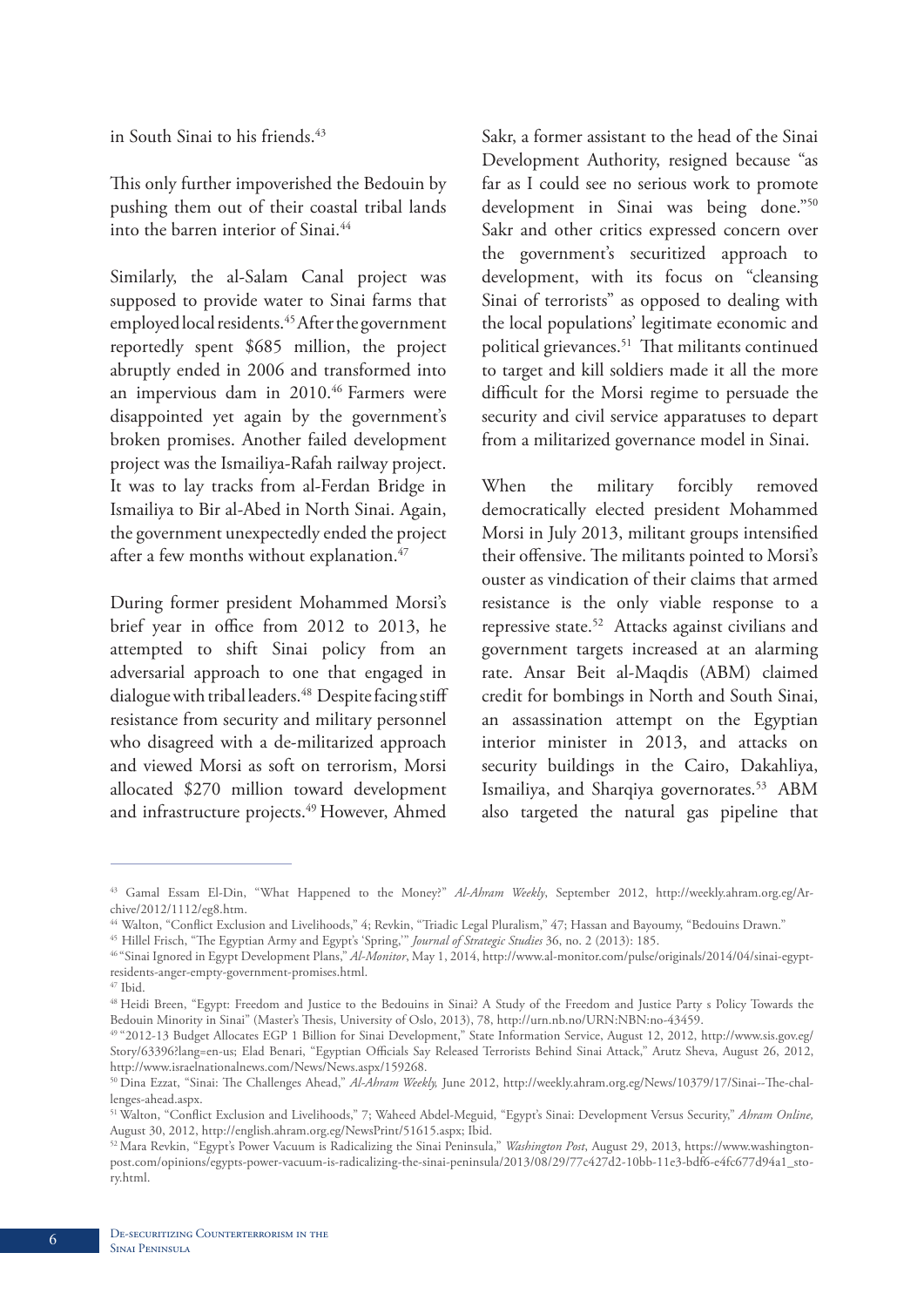in South Sinai to his friends.[43]

This only further impoverished the Bedouin by pushing them out of their coastal tribal lands into the barren interior of Sinai.[44]

Similarly, the al-Salam Canal project was supposed to provide water to Sinai farms that employed local residents.[45] After the government reportedly spent $685 million, the project abruptly ended in 2006 and transformed into an impervious dam in 2010.[46] Farmers were disappointed yet again by the government's broken promises. Another failed development project was the Ismailiya-Rafah railway project. It was to lay tracks from al-Ferdan Bridge in Ismailiya to Bir al-Abed in North Sinai. Again, the government unexpectedly ended the project after a few months without explanation.[47]

During former president Mohammed Morsi's brief year in office from 2012 to 2013, he attempted to shift Sinai policy from an adversarial approach to one that engaged in dialogue with tribal leaders.[48] Despite facing stiff resistance from security and military personnel who disagreed with a de-militarized approach and viewed Morsi as soft on terrorism, Morsi allocated $270 million toward development and infrastructure projects.[49] However, Ahmed Sakr, a former assistant to the head of the Sinai Development Authority, resigned because "as far as I could see no serious work to promote development in Sinai was being done."[50] Sakr and other critics expressed concern over the government's securitized approach to development, with its focus on "cleansing Sinai of terrorists" as opposed to dealing with the local populations' legitimate economic and political grievances.[51] That militants continued to target and kill soldiers made it all the more difficult for the Morsi regime to persuade the security and civil service apparatuses to depart from a militarized governance model in Sinai.

When the military forcibly removed democratically elected president Mohammed Morsi in July 2013, militant groups intensified their offensive. The militants pointed to Morsi's ouster as vindication of their claims that armed resistance is the only viable response to a repressive state.[52] Attacks against civilians and government targets increased at an alarming rate. Ansar Beit al-Maqdis (ABM) claimed credit for bombings in North and South Sinai, an assassination attempt on the Egyptian interior minister in 2013, and attacks on security buildings in the Cairo, Dakahliya, Ismailiya, and Sharqiya governorates.[53] ABM also targeted the natural gas pipeline that

---

[43] Gamal Essam El-Din, "What Happened to the Money?" *Al-Ahram Weekly*, September 2012, http://weekly.ahram.org.eg/Archive/2012/1112/eg8.htm.

[44] Walton, "Conflict Exclusion and Livelihoods," 4; Revkin, "Triadic Legal Pluralism," 47; Hassan and Bayoumy, "Bedouins Drawn."

[45] Hillel Frisch, "The Egyptian Army and Egypt's 'Spring,'" *Journal of Strategic Studies* 36, no. 2 (2013): 185.

[46] "Sinai Ignored in Egypt Development Plans," *Al-Monitor*, May 1, 2014, http://www.al-monitor.com/pulse/originals/2014/04/sinai-egypt-residents-anger-empty-government-promises.html.

[47] Ibid.

[48] Heidi Breen, "Egypt: Freedom and Justice to the Bedouins in Sinai? A Study of the Freedom and Justice Party s Policy Towards the Bedouin Minority in Sinai" (Master's Thesis, University of Oslo, 2013), 78, http://urn.nb.no/URN:NBN:no-43459.

[49] "2012-13 Budget Allocates EGP 1 Billion for Sinai Development," State Information Service, August 12, 2012, http://www.sis.gov.eg/Story/63396?lang=en-us; Elad Benari, "Egyptian Officials Say Released Terrorists Behind Sinai Attack," Arutz Sheva, August 26, 2012, http://www.israelnationalnews.com/News/News.aspx/159268.

[50] Dina Ezzat, "Sinai: The Challenges Ahead," *Al-Ahram Weekly,* June 2012, http://weekly.ahram.org.eg/News/10379/17/Sinai--The-challenges-ahead.aspx.

[51] Walton, "Conflict Exclusion and Livelihoods," 7; Waheed Abdel-Meguid, "Egypt's Sinai: Development Versus Security," *Ahram Online,* August 30, 2012, http://english.ahram.org.eg/NewsPrint/51615.aspx; Ibid.

[52] Mara Revkin, "Egypt's Power Vacuum is Radicalizing the Sinai Peninsula," *Washington Post*, August 29, 2013, https://www.washingtonpost.com/opinions/egypts-power-vacuum-is-radicalizing-the-sinai-peninsula/2013/08/29/77c427d2-10bb-11e3-bdf6-e4fc677d94a1_story.html.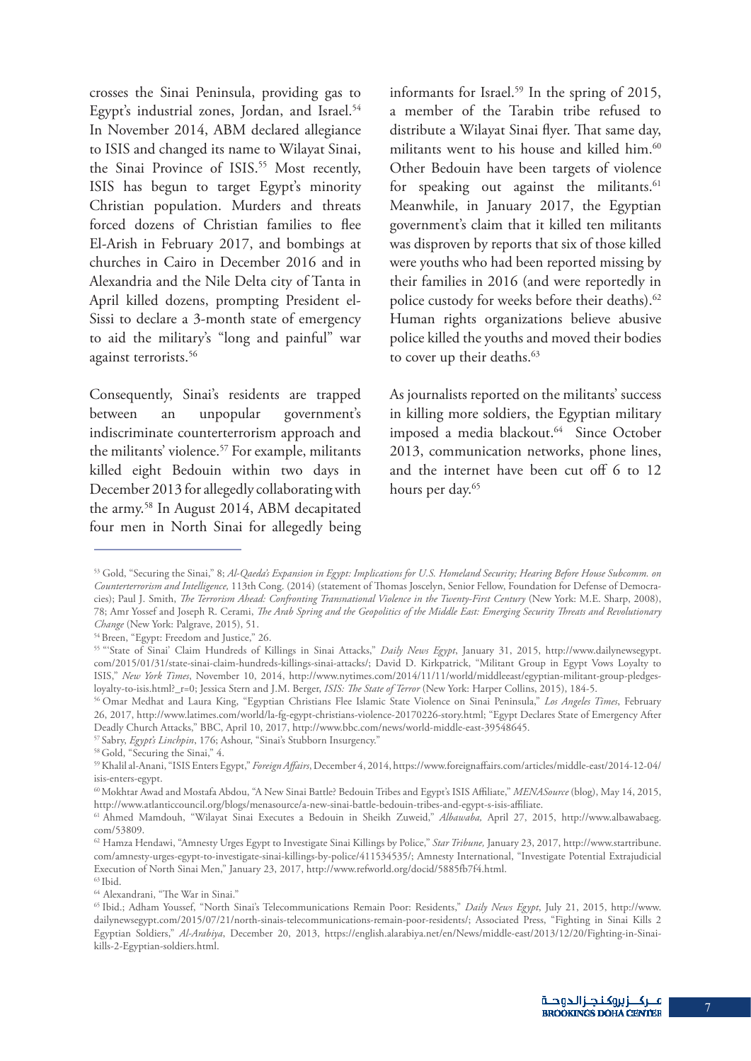crosses the Sinai Peninsula, providing gas to Egypt's industrial zones, Jordan, and Israel.[54] In November 2014, ABM declared allegiance to ISIS and changed its name to Wilayat Sinai, the Sinai Province of ISIS.[55] Most recently, ISIS has begun to target Egypt's minority Christian population. Murders and threats forced dozens of Christian families to flee El-Arish in February 2017, and bombings at churches in Cairo in December 2016 and in Alexandria and the Nile Delta city of Tanta in April killed dozens, prompting President el-Sissi to declare a 3-month state of emergency to aid the military's "long and painful" war against terrorists.[56]

Consequently, Sinai's residents are trapped between an unpopular government's indiscriminate counterterrorism approach and the militants' violence.[57] For example, militants killed eight Bedouin within two days in December 2013 for allegedly collaborating with the army.[58] In August 2014, ABM decapitated four men in North Sinai for allegedly being informants for Israel.[59] In the spring of 2015, a member of the Tarabin tribe refused to distribute a Wilayat Sinai flyer. That same day, militants went to his house and killed him.[60] Other Bedouin have been targets of violence for speaking out against the militants.[61] Meanwhile, in January 2017, the Egyptian government's claim that it killed ten militants was disproven by reports that six of those killed were youths who had been reported missing by their families in 2016 (and were reportedly in police custody for weeks before their deaths).[62] Human rights organizations believe abusive police killed the youths and moved their bodies to cover up their deaths.[63]

As journalists reported on the militants' success in killing more soldiers, the Egyptian military imposed a media blackout.[64] Since October 2013, communication networks, phone lines, and the internet have been cut off 6 to 12 hours per day.[65]

---

[53] Gold, "Securing the Sinai," 8; *Al-Qaeda's Expansion in Egypt: Implications for U.S. Homeland Security; Hearing Before House Subcomm. on Counterterrorism and Intelligence,* 113th Cong. (2014) (statement of Thomas Joscelyn, Senior Fellow, Foundation for Defense of Democracies); Paul J. Smith, *The Terrorism Ahead: Confronting Transnational Violence in the Twenty-First Century* (New York: M.E. Sharp, 2008), 78; Amr Yossef and Joseph R. Cerami, *The Arab Spring and the Geopolitics of the Middle East: Emerging Security Threats and Revolutionary Change* (New York: Palgrave, 2015), 51.

[54] Breen, "Egypt: Freedom and Justice," 26.

[55] "'State of Sinai' Claim Hundreds of Killings in Sinai Attacks," *Daily News Egypt*, January 31, 2015, http://www.dailynewsegypt.com/2015/01/31/state-sinai-claim-hundreds-killings-sinai-attacks/; David D. Kirkpatrick, "Militant Group in Egypt Vows Loyalty to ISIS," *New York Times*, November 10, 2014, http://www.nytimes.com/2014/11/11/world/middleeast/egyptian-militant-group-pledges-loyalty-to-isis.html?_r=0; Jessica Stern and J.M. Berger, *ISIS: The State of Terror* (New York: Harper Collins, 2015), 184-5.

[56] Omar Medhat and Laura King, "Egyptian Christians Flee Islamic State Violence on Sinai Peninsula," *Los Angeles Times*, February 26, 2017, http://www.latimes.com/world/la-fg-egypt-christians-violence-20170226-story.html; "Egypt Declares State of Emergency After Deadly Church Attacks," BBC, April 10, 2017, http://www.bbc.com/news/world-middle-east-39548645.

[57] Sabry, *Egypt's Linchpin*, 176; Ashour, "Sinai's Stubborn Insurgency."

[58] Gold, "Securing the Sinai," 4.

[59] Khalil al-Anani, "ISIS Enters Egypt," *Foreign Affairs*, December 4, 2014, https://www.foreignaffairs.com/articles/middle-east/2014-12-04/isis-enters-egypt.

[60] Mokhtar Awad and Mostafa Abdou, "A New Sinai Battle? Bedouin Tribes and Egypt's ISIS Affiliate," *MENASource* (blog), May 14, 2015, http://www.atlanticcouncil.org/blogs/menasource/a-new-sinai-battle-bedouin-tribes-and-egypt-s-isis-affiliate.

[61] Ahmed Mamdouh, "Wilayat Sinai Executes a Bedouin in Sheikh Zuweid," *Albawaba,* April 27, 2015, http://www.albawabaeg.com/53809.

[62] Hamza Hendawi, "Amnesty Urges Egypt to Investigate Sinai Killings by Police," *Star Tribune,* January 23, 2017, http://www.startribune.com/amnesty-urges-egypt-to-investigate-sinai-killings-by-police/411534535/; Amnesty International, "Investigate Potential Extrajudicial Execution of North Sinai Men," January 23, 2017, http://www.refworld.org/docid/5885fb7f4.html.

[63] Ibid.

[64] Alexandrani, "The War in Sinai."

[65] Ibid.; Adham Youssef, "North Sinai's Telecommunications Remain Poor: Residents," *Daily News Egypt*, July 21, 2015, http://www.dailynewsegypt.com/2015/07/21/north-sinais-telecommunications-remain-poor-residents/; Associated Press, "Fighting in Sinai Kills 2 Egyptian Soldiers," *Al-Arabiya*, December 20, 2013, https://english.alarabiya.net/en/News/middle-east/2013/12/20/Fighting-in-Sinai-kills-2-Egyptian-soldiers.html.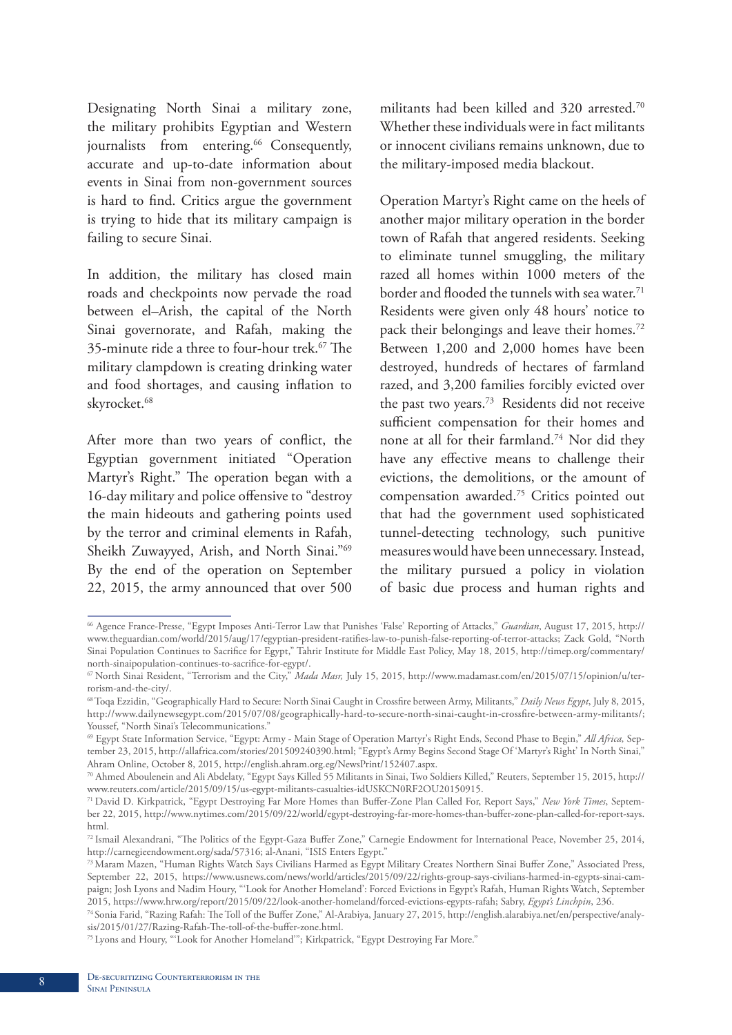Designating North Sinai a military zone, the military prohibits Egyptian and Western journalists from entering.[66] Consequently, accurate and up-to-date information about events in Sinai from non-government sources is hard to find. Critics argue the government is trying to hide that its military campaign is failing to secure Sinai.

In addition, the military has closed main roads and checkpoints now pervade the road between el–Arish, the capital of the North Sinai governorate, and Rafah, making the 35-minute ride a three to four-hour trek.[67] The military clampdown is creating drinking water and food shortages, and causing inflation to skyrocket.[68]

After more than two years of conflict, the Egyptian government initiated "Operation Martyr's Right." The operation began with a 16-day military and police offensive to "destroy the main hideouts and gathering points used by the terror and criminal elements in Rafah, Sheikh Zuwayyed, Arish, and North Sinai."[69] By the end of the operation on September 22, 2015, the army announced that over 500 militants had been killed and 320 arrested.[70] Whether these individuals were in fact militants or innocent civilians remains unknown, due to the military-imposed media blackout.

Operation Martyr's Right came on the heels of another major military operation in the border town of Rafah that angered residents. Seeking to eliminate tunnel smuggling, the military razed all homes within 1000 meters of the border and flooded the tunnels with sea water.[71] Residents were given only 48 hours' notice to pack their belongings and leave their homes.[72] Between 1,200 and 2,000 homes have been destroyed, hundreds of hectares of farmland razed, and 3,200 families forcibly evicted over the past two years.[73] Residents did not receive sufficient compensation for their homes and none at all for their farmland.[74] Nor did they have any effective means to challenge their evictions, the demolitions, or the amount of compensation awarded.[75] Critics pointed out that had the government used sophisticated tunnel-detecting technology, such punitive measures would have been unnecessary. Instead, the military pursued a policy in violation of basic due process and human rights and

---

[66] Agence France-Presse, "Egypt Imposes Anti-Terror Law that Punishes 'False' Reporting of Attacks," *Guardian*, August 17, 2015, http://www.theguardian.com/world/2015/aug/17/egyptian-president-ratifies-law-to-punish-false-reporting-of-terror-attacks; Zack Gold, "North Sinai Population Continues to Sacrifice for Egypt," Tahrir Institute for Middle East Policy, May 18, 2015, http://timep.org/commentary/north-sinaipopulation-continues-to-sacrifice-for-egypt/.

[67] North Sinai Resident, "Terrorism and the City," *Mada Masr,* July 15, 2015, http://www.madamasr.com/en/2015/07/15/opinion/u/terrorism-and-the-city/.

[68] Toqa Ezzidin, "Geographically Hard to Secure: North Sinai Caught in Crossfire between Army, Militants," *Daily News Egypt*, July 8, 2015, http://www.dailynewsegypt.com/2015/07/08/geographically-hard-to-secure-north-sinai-caught-in-crossfire-between-army-militants/; Youssef, "North Sinai's Telecommunications."

[69] Egypt State Information Service, "Egypt: Army - Main Stage of Operation Martyr's Right Ends, Second Phase to Begin," *All Africa,* September 23, 2015, http://allafrica.com/stories/201509240390.html; "Egypt's Army Begins Second Stage Of 'Martyr's Right' In North Sinai," Ahram Online, October 8, 2015, http://english.ahram.org.eg/NewsPrint/152407.aspx.

[70] Ahmed Aboulenein and Ali Abdelaty, "Egypt Says Killed 55 Militants in Sinai, Two Soldiers Killed," Reuters, September 15, 2015, http://www.reuters.com/article/2015/09/15/us-egypt-militants-casualties-idUSKCN0RF2OU20150915.

[71] David D. Kirkpatrick, "Egypt Destroying Far More Homes than Buffer-Zone Plan Called For, Report Says," *New York Times*, September 22, 2015, http://www.nytimes.com/2015/09/22/world/egypt-destroying-far-more-homes-than-buffer-zone-plan-called-for-report-says.html.

[72] Ismail Alexandrani, "The Politics of the Egypt-Gaza Buffer Zone," Carnegie Endowment for International Peace, November 25, 2014, http://carnegieendowment.org/sada/57316; al-Anani, "ISIS Enters Egypt."

[73] Maram Mazen, "Human Rights Watch Says Civilians Harmed as Egypt Military Creates Northern Sinai Buffer Zone," Associated Press, September 22, 2015, https://www.usnews.com/news/world/articles/2015/09/22/rights-group-says-civilians-harmed-in-egypts-sinai-campaign; Josh Lyons and Nadim Houry, "'Look for Another Homeland': Forced Evictions in Egypt's Rafah, Human Rights Watch, September 2015, https://www.hrw.org/report/2015/09/22/look-another-homeland/forced-evictions-egypts-rafah; Sabry, *Egypt's Linchpin*, 236.

[74] Sonia Farid, "Razing Rafah: The Toll of the Buffer Zone," Al-Arabiya, January 27, 2015, http://english.alarabiya.net/en/perspective/analysis/2015/01/27/Razing-Rafah-The-toll-of-the-buffer-zone.html.

[75] Lyons and Houry, "'Look for Another Homeland'"; Kirkpatrick, "Egypt Destroying Far More."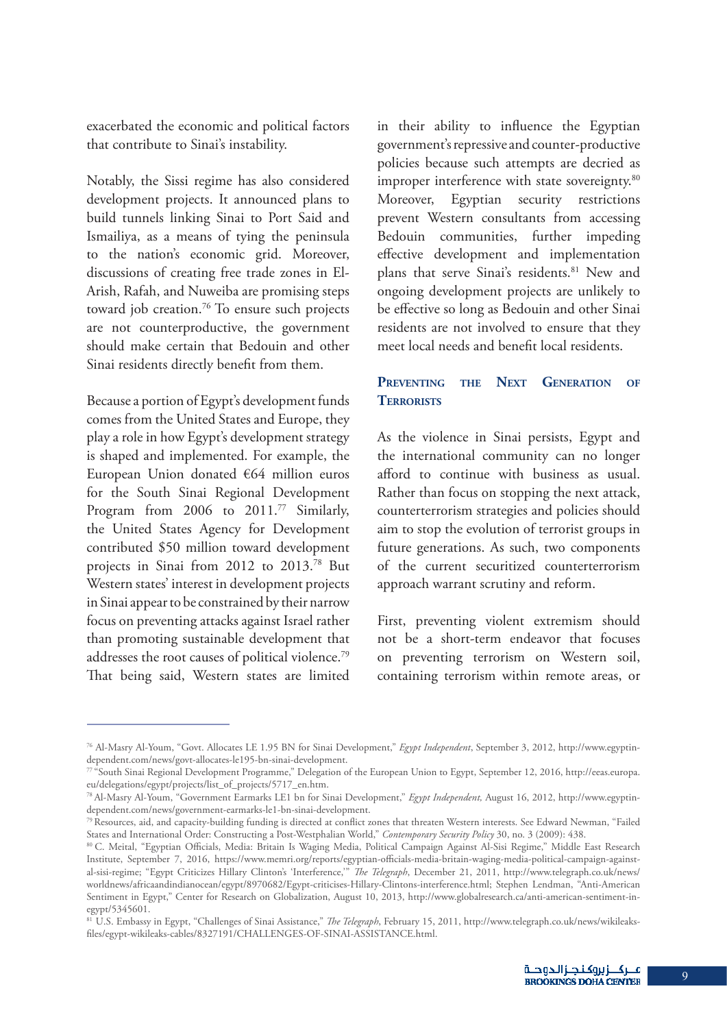exacerbated the economic and political factors that contribute to Sinai's instability.

Notably, the Sissi regime has also considered development projects. It announced plans to build tunnels linking Sinai to Port Said and Ismailiya, as a means of tying the peninsula to the nation's economic grid. Moreover, discussions of creating free trade zones in El-Arish, Rafah, and Nuweiba are promising steps toward job creation.[76] To ensure such projects are not counterproductive, the government should make certain that Bedouin and other Sinai residents directly benefit from them.

Because a portion of Egypt's development funds comes from the United States and Europe, they play a role in how Egypt's development strategy is shaped and implemented. For example, the European Union donated €64 million euros for the South Sinai Regional Development Program from 2006 to 2011.[77] Similarly, the United States Agency for Development contributed $50 million toward development projects in Sinai from 2012 to 2013.[78] But Western states' interest in development projects in Sinai appear to be constrained by their narrow focus on preventing attacks against Israel rather than promoting sustainable development that addresses the root causes of political violence.[79] That being said, Western states are limited in their ability to influence the Egyptian government's repressive and counter-productive policies because such attempts are decried as improper interference with state sovereignty.[80] Moreover, Egyptian security restrictions prevent Western consultants from accessing Bedouin communities, further impeding effective development and implementation plans that serve Sinai's residents.[81] New and ongoing development projects are unlikely to be effective so long as Bedouin and other Sinai residents are not involved to ensure that they meet local needs and benefit local residents.

## Preventing the Next Generation of Terrorists

As the violence in Sinai persists, Egypt and the international community can no longer afford to continue with business as usual. Rather than focus on stopping the next attack, counterterrorism strategies and policies should aim to stop the evolution of terrorist groups in future generations. As such, two components of the current securitized counterterrorism approach warrant scrutiny and reform.

First, preventing violent extremism should not be a short-term endeavor that focuses on preventing terrorism on Western soil, containing terrorism within remote areas, or

---

[76] Al-Masry Al-Youm, "Govt. Allocates LE 1.95 BN for Sinai Development," *Egypt Independent*, September 3, 2012, http://www.egyptindependent.com/news/govt-allocates-le195-bn-sinai-development.

[77] "South Sinai Regional Development Programme," Delegation of the European Union to Egypt, September 12, 2016, http://eeas.europa.eu/delegations/egypt/projects/list_of_projects/5717_en.htm.

[78] Al-Masry Al-Youm, "Government Earmarks LE1 bn for Sinai Development," *Egypt Independent,* August 16, 2012, http://www.egyptindependent.com/news/government-earmarks-le1-bn-sinai-development.

[79] Resources, aid, and capacity-building funding is directed at conflict zones that threaten Western interests. See Edward Newman, "Failed States and International Order: Constructing a Post-Westphalian World," *Contemporary Security Policy* 30, no. 3 (2009): 438.

[80] C. Meital, "Egyptian Officials, Media: Britain Is Waging Media, Political Campaign Against Al-Sisi Regime," Middle East Research Institute, September 7, 2016, https://www.memri.org/reports/egyptian-officials-media-britain-waging-media-political-campaign-against-al-sisi-regime; "Egypt Criticizes Hillary Clinton's 'Interference,'" *The Telegraph*, December 21, 2011, http://www.telegraph.co.uk/news/worldnews/africaandindianocean/egypt/8970682/Egypt-criticises-Hillary-Clintons-interference.html; Stephen Lendman, "Anti-American Sentiment in Egypt," Center for Research on Globalization, August 10, 2013, http://www.globalresearch.ca/anti-american-sentiment-in-egypt/5345601.

[81] U.S. Embassy in Egypt, "Challenges of Sinai Assistance," *The Telegraph*, February 15, 2011, http://www.telegraph.co.uk/news/wikileaks-files/egypt-wikileaks-cables/8327191/CHALLENGES-OF-SINAI-ASSISTANCE.html.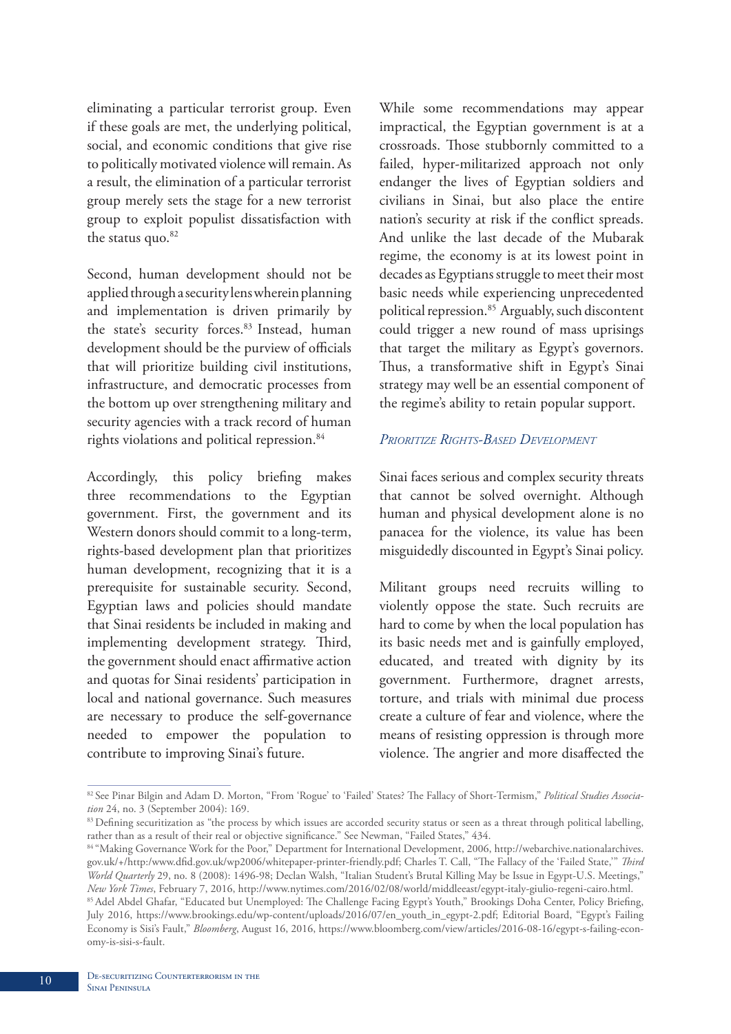eliminating a particular terrorist group. Even if these goals are met, the underlying political, social, and economic conditions that give rise to politically motivated violence will remain. As a result, the elimination of a particular terrorist group merely sets the stage for a new terrorist group to exploit populist dissatisfaction with the status quo.[82]

Second, human development should not be applied through a security lens wherein planning and implementation is driven primarily by the state's security forces.[83] Instead, human development should be the purview of officials that will prioritize building civil institutions, infrastructure, and democratic processes from the bottom up over strengthening military and security agencies with a track record of human rights violations and political repression.[84]

Accordingly, this policy briefing makes three recommendations to the Egyptian government. First, the government and its Western donors should commit to a long-term, rights-based development plan that prioritizes human development, recognizing that it is a prerequisite for sustainable security. Second, Egyptian laws and policies should mandate that Sinai residents be included in making and implementing development strategy. Third, the government should enact affirmative action and quotas for Sinai residents' participation in local and national governance. Such measures are necessary to produce the self-governance needed to empower the population to contribute to improving Sinai's future.

While some recommendations may appear impractical, the Egyptian government is at a crossroads. Those stubbornly committed to a failed, hyper-militarized approach not only endanger the lives of Egyptian soldiers and civilians in Sinai, but also place the entire nation's security at risk if the conflict spreads. And unlike the last decade of the Mubarak regime, the economy is at its lowest point in decades as Egyptians struggle to meet their most basic needs while experiencing unprecedented political repression.[85] Arguably, such discontent could trigger a new round of mass uprisings that target the military as Egypt's governors. Thus, a transformative shift in Egypt's Sinai strategy may well be an essential component of the regime's ability to retain popular support.

### *Prioritize Rights-Based Development*

Sinai faces serious and complex security threats that cannot be solved overnight. Although human and physical development alone is no panacea for the violence, its value has been misguidedly discounted in Egypt's Sinai policy.

Militant groups need recruits willing to violently oppose the state. Such recruits are hard to come by when the local population has its basic needs met and is gainfully employed, educated, and treated with dignity by its government. Furthermore, dragnet arrests, torture, and trials with minimal due process create a culture of fear and violence, where the means of resisting oppression is through more violence. The angrier and more disaffected the

---

[82] See Pinar Bilgin and Adam D. Morton, "From 'Rogue' to 'Failed' States? The Fallacy of Short-Termism," *Political Studies Association* 24, no. 3 (September 2004): 169.

[83] Defining securitization as "the process by which issues are accorded security status or seen as a threat through political labelling, rather than as a result of their real or objective significance." See Newman, "Failed States," 434.

[84] "Making Governance Work for the Poor," Department for International Development, 2006, http://webarchive.nationalarchives.gov.uk/+/http:/www.dfid.gov.uk/wp2006/whitepaper-printer-friendly.pdf; Charles T. Call, "The Fallacy of the 'Failed State,'" *Third World Quarterly* 29, no. 8 (2008): 1496-98; Declan Walsh, "Italian Student's Brutal Killing May be Issue in Egypt-U.S. Meetings," *New York Times*, February 7, 2016, http://www.nytimes.com/2016/02/08/world/middleeast/egypt-italy-giulio-regeni-cairo.html.

[85] Adel Abdel Ghafar, "Educated but Unemployed: The Challenge Facing Egypt's Youth," Brookings Doha Center, Policy Briefing, July 2016, https://www.brookings.edu/wp-content/uploads/2016/07/en_youth_in_egypt-2.pdf; Editorial Board, "Egypt's Failing Economy is Sisi's Fault," *Bloomberg*, August 16, 2016, https://www.bloomberg.com/view/articles/2016-08-16/egypt-s-failing-economy-is-sisi-s-fault.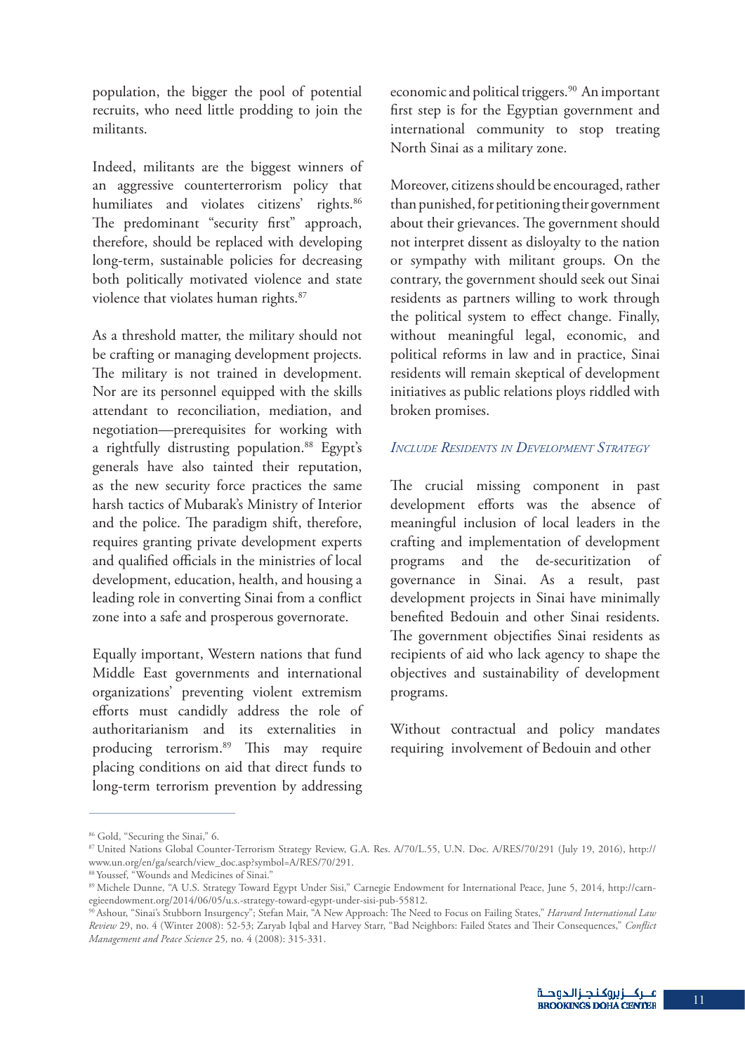population, the bigger the pool of potential recruits, who need little prodding to join the militants.

Indeed, militants are the biggest winners of an aggressive counterterrorism policy that humiliates and violates citizens' rights.[86] The predominant "security first" approach, therefore, should be replaced with developing long-term, sustainable policies for decreasing both politically motivated violence and state violence that violates human rights.[87]

As a threshold matter, the military should not be crafting or managing development projects. The military is not trained in development. Nor are its personnel equipped with the skills attendant to reconciliation, mediation, and negotiation—prerequisites for working with a rightfully distrusting population.[88] Egypt's generals have also tainted their reputation, as the new security force practices the same harsh tactics of Mubarak's Ministry of Interior and the police. The paradigm shift, therefore, requires granting private development experts and qualified officials in the ministries of local development, education, health, and housing a leading role in converting Sinai from a conflict zone into a safe and prosperous governorate.

Equally important, Western nations that fund Middle East governments and international organizations' preventing violent extremism efforts must candidly address the role of authoritarianism and its externalities in producing terrorism.[89] This may require placing conditions on aid that direct funds to long-term terrorism prevention by addressing economic and political triggers.[90] An important first step is for the Egyptian government and international community to stop treating North Sinai as a military zone.

Moreover, citizens should be encouraged, rather than punished, for petitioning their government about their grievances. The government should not interpret dissent as disloyalty to the nation or sympathy with militant groups. On the contrary, the government should seek out Sinai residents as partners willing to work through the political system to effect change. Finally, without meaningful legal, economic, and political reforms in law and in practice, Sinai residents will remain skeptical of development initiatives as public relations ploys riddled with broken promises.

### *Include Residents in Development Strategy*

The crucial missing component in past development efforts was the absence of meaningful inclusion of local leaders in the crafting and implementation of development programs and the de-securitization of governance in Sinai. As a result, past development projects in Sinai have minimally benefited Bedouin and other Sinai residents. The government objectifies Sinai residents as recipients of aid who lack agency to shape the objectives and sustainability of development programs.

Without contractual and policy mandates requiring involvement of Bedouin and other

---

[86] Gold, "Securing the Sinai," 6.

[87] United Nations Global Counter-Terrorism Strategy Review, G.A. Res. A/70/L.55, U.N. Doc. A/RES/70/291 (July 19, 2016), http://www.un.org/en/ga/search/view_doc.asp?symbol=A/RES/70/291.

[88] Youssef, "Wounds and Medicines of Sinai."

[89] Michele Dunne, "A U.S. Strategy Toward Egypt Under Sisi," Carnegie Endowment for International Peace, June 5, 2014, http://carnegieendowment.org/2014/06/05/u.s.-strategy-toward-egypt-under-sisi-pub-55812.

[90] Ashour, "Sinai's Stubborn Insurgency"; Stefan Mair, "A New Approach: The Need to Focus on Failing States," *Harvard International Law Review* 29, no. 4 (Winter 2008): 52-53; Zaryab Iqbal and Harvey Starr, "Bad Neighbors: Failed States and Their Consequences," *Conflict Management and Peace Science* 25, no. 4 (2008): 315-331.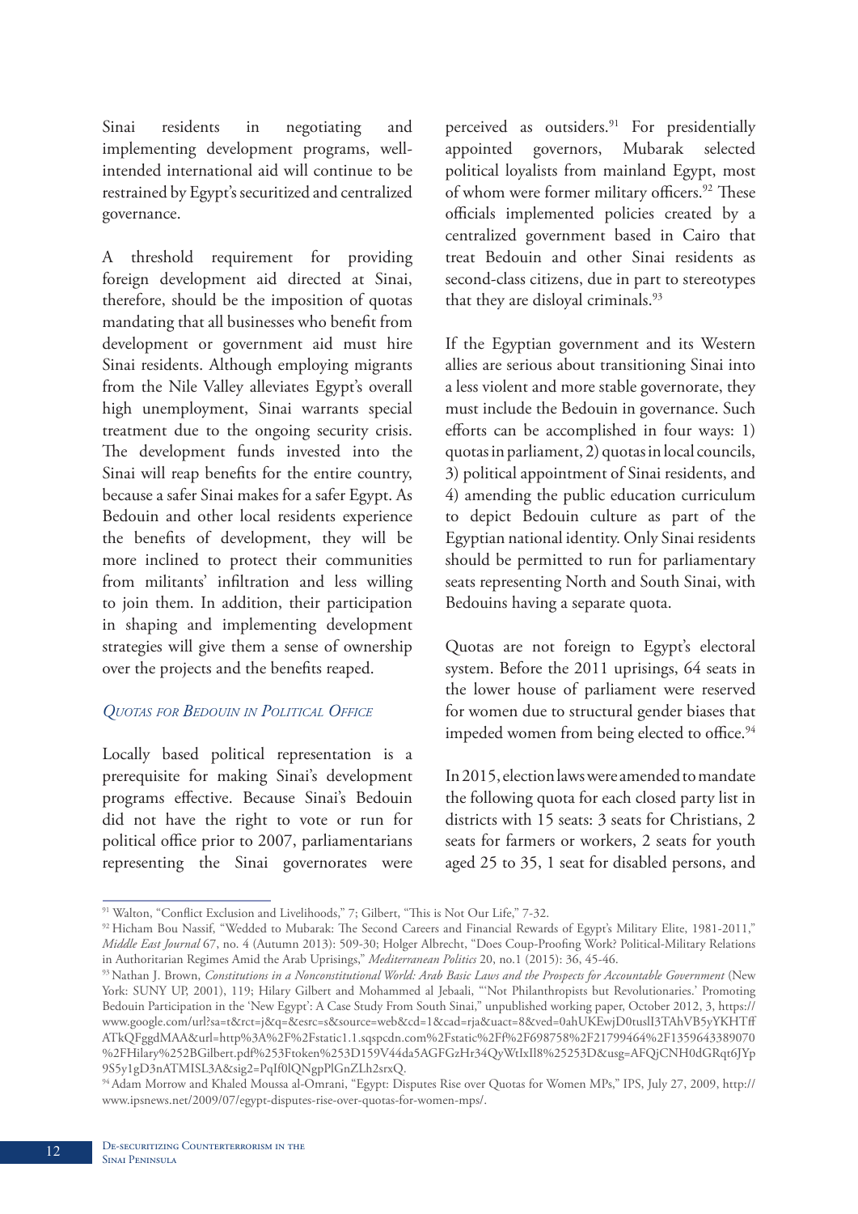Sinai residents in negotiating and implementing development programs, well-intended international aid will continue to be restrained by Egypt's securitized and centralized governance.

A threshold requirement for providing foreign development aid directed at Sinai, therefore, should be the imposition of quotas mandating that all businesses who benefit from development or government aid must hire Sinai residents. Although employing migrants from the Nile Valley alleviates Egypt's overall high unemployment, Sinai warrants special treatment due to the ongoing security crisis. The development funds invested into the Sinai will reap benefits for the entire country, because a safer Sinai makes for a safer Egypt. As Bedouin and other local residents experience the benefits of development, they will be more inclined to protect their communities from militants' infiltration and less willing to join them. In addition, their participation in shaping and implementing development strategies will give them a sense of ownership over the projects and the benefits reaped.

### *Quotas for Bedouin in Political Office*

Locally based political representation is a prerequisite for making Sinai's development programs effective. Because Sinai's Bedouin did not have the right to vote or run for political office prior to 2007, parliamentarians representing the Sinai governorates were perceived as outsiders.[91] For presidentially appointed governors, Mubarak selected political loyalists from mainland Egypt, most of whom were former military officers.[92] These officials implemented policies created by a centralized government based in Cairo that treat Bedouin and other Sinai residents as second-class citizens, due in part to stereotypes that they are disloyal criminals.[93]

If the Egyptian government and its Western allies are serious about transitioning Sinai into a less violent and more stable governorate, they must include the Bedouin in governance. Such efforts can be accomplished in four ways: 1) quotas in parliament, 2) quotas in local councils, 3) political appointment of Sinai residents, and 4) amending the public education curriculum to depict Bedouin culture as part of the Egyptian national identity. Only Sinai residents should be permitted to run for parliamentary seats representing North and South Sinai, with Bedouins having a separate quota.

Quotas are not foreign to Egypt's electoral system. Before the 2011 uprisings, 64 seats in the lower house of parliament were reserved for women due to structural gender biases that impeded women from being elected to office.[94]

In 2015, election laws were amended to mandate the following quota for each closed party list in districts with 15 seats: 3 seats for Christians, 2 seats for farmers or workers, 2 seats for youth aged 25 to 35, 1 seat for disabled persons, and

---

[91] Walton, "Conflict Exclusion and Livelihoods," 7; Gilbert, "This is Not Our Life," 7-32.

[92] Hicham Bou Nassif, "Wedded to Mubarak: The Second Careers and Financial Rewards of Egypt's Military Elite, 1981-2011," *Middle East Journal* 67, no. 4 (Autumn 2013): 509-30; Holger Albrecht, "Does Coup-Proofing Work? Political-Military Relations in Authoritarian Regimes Amid the Arab Uprisings," *Mediterranean Politics* 20, no.1 (2015): 36, 45-46.

[93] Nathan J. Brown, *Constitutions in a Nonconstitutional World: Arab Basic Laws and the Prospects for Accountable Government* (New York: SUNY UP, 2001), 119; Hilary Gilbert and Mohammed al Jebaali, "'Not Philanthropists but Revolutionaries.' Promoting Bedouin Participation in the 'New Egypt': A Case Study From South Sinai," unpublished working paper, October 2012, 3, https://www.google.com/url?sa=t&rct=j&q=&esrc=s&source=web&cd=1&cad=rja&uact=8&ved=0ahUKEwjD0tuslI3TAhVB5yYKHTffATkQFggdMAA&url=http%3A%2F%2Fstatic1.1.sqspcdn.com%2Fstatic%2Ff%2F698758%2F21799464%2F1359643389070%2FHilary%252BGilbert.pdf%253Ftoken%253D159V44da5AGFGzHr34QyWtIxIl8%25253D&usg=AFQjCNH0dGRqt6JYp9S5y1gD3nATMISL3A&sig2=PqIf0lQNgpPlGnZLh2srxQ.

[94] Adam Morrow and Khaled Moussa al-Omrani, "Egypt: Disputes Rise over Quotas for Women MPs," IPS, July 27, 2009, http://www.ipsnews.net/2009/07/egypt-disputes-rise-over-quotas-for-women-mps/.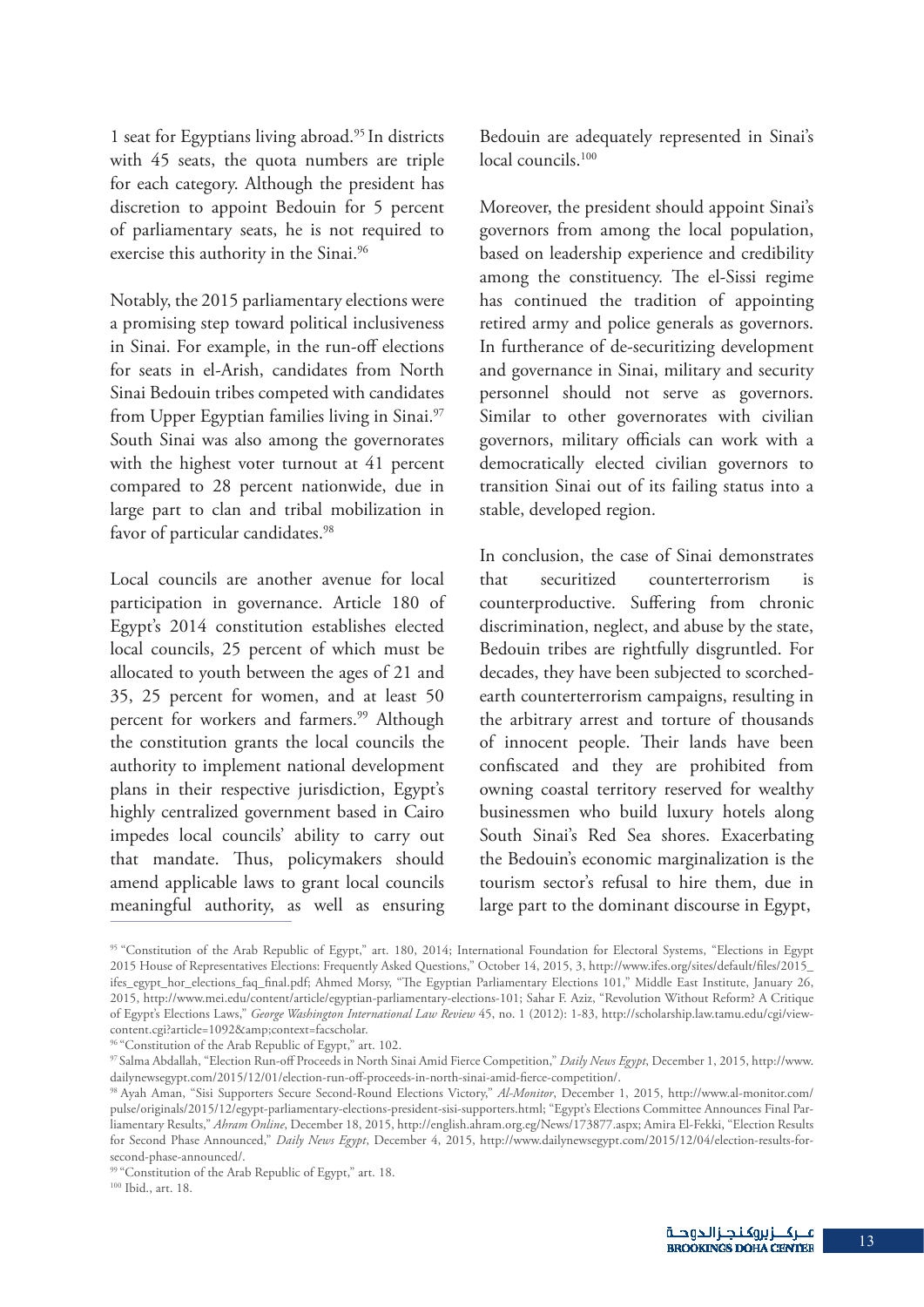1 seat for Egyptians living abroad.[95] In districts with 45 seats, the quota numbers are triple for each category. Although the president has discretion to appoint Bedouin for 5 percent of parliamentary seats, he is not required to exercise this authority in the Sinai.[96]

Notably, the 2015 parliamentary elections were a promising step toward political inclusiveness in Sinai. For example, in the run-off elections for seats in el-Arish, candidates from North Sinai Bedouin tribes competed with candidates from Upper Egyptian families living in Sinai.[97] South Sinai was also among the governorates with the highest voter turnout at 41 percent compared to 28 percent nationwide, due in large part to clan and tribal mobilization in favor of particular candidates.[98]

Local councils are another avenue for local participation in governance. Article 180 of Egypt's 2014 constitution establishes elected local councils, 25 percent of which must be allocated to youth between the ages of 21 and 35, 25 percent for women, and at least 50 percent for workers and farmers.[99] Although the constitution grants the local councils the authority to implement national development plans in their respective jurisdiction, Egypt's highly centralized government based in Cairo impedes local councils' ability to carry out that mandate. Thus, policymakers should amend applicable laws to grant local councils meaningful authority, as well as ensuring Bedouin are adequately represented in Sinai's local councils.[100]

Moreover, the president should appoint Sinai's governors from among the local population, based on leadership experience and credibility among the constituency. The el-Sissi regime has continued the tradition of appointing retired army and police generals as governors. In furtherance of de-securitizing development and governance in Sinai, military and security personnel should not serve as governors. Similar to other governorates with civilian governors, military officials can work with a democratically elected civilian governors to transition Sinai out of its failing status into a stable, developed region.

In conclusion, the case of Sinai demonstrates that securitized counterterrorism is counterproductive. Suffering from chronic discrimination, neglect, and abuse by the state, Bedouin tribes are rightfully disgruntled. For decades, they have been subjected to scorched-earth counterterrorism campaigns, resulting in the arbitrary arrest and torture of thousands of innocent people. Their lands have been confiscated and they are prohibited from owning coastal territory reserved for wealthy businessmen who build luxury hotels along South Sinai's Red Sea shores. Exacerbating the Bedouin's economic marginalization is the tourism sector's refusal to hire them, due in large part to the dominant discourse in Egypt,

---

[95] "Constitution of the Arab Republic of Egypt," art. 180, 2014; International Foundation for Electoral Systems, "Elections in Egypt 2015 House of Representatives Elections: Frequently Asked Questions," October 14, 2015, 3, http://www.ifes.org/sites/default/files/2015_ifes_egypt_hor_elections_faq_final.pdf; Ahmed Morsy, "The Egyptian Parliamentary Elections 101," Middle East Institute, January 26, 2015, http://www.mei.edu/content/article/egyptian-parliamentary-elections-101; Sahar F. Aziz, "Revolution Without Reform? A Critique of Egypt's Elections Laws," *George Washington International Law Review* 45, no. 1 (2012): 1-83, http://scholarship.law.tamu.edu/cgi/viewcontent.cgi?article=1092&amp;context=facscholar.

[96] "Constitution of the Arab Republic of Egypt," art. 102.

[97] Salma Abdallah, "Election Run-off Proceeds in North Sinai Amid Fierce Competition," *Daily News Egypt*, December 1, 2015, http://www.dailynewsegypt.com/2015/12/01/election-run-off-proceeds-in-north-sinai-amid-fierce-competition/.

[98] Ayah Aman, "Sisi Supporters Secure Second-Round Elections Victory," *Al-Monitor*, December 1, 2015, http://www.al-monitor.com/pulse/originals/2015/12/egypt-parliamentary-elections-president-sisi-supporters.html; "Egypt's Elections Committee Announces Final Parliamentary Results," *Ahram Online*, December 18, 2015, http://english.ahram.org.eg/News/173877.aspx; Amira El-Fekki, "Election Results for Second Phase Announced," *Daily News Egypt*, December 4, 2015, http://www.dailynewsegypt.com/2015/12/04/election-results-for-second-phase-announced/.

[99] "Constitution of the Arab Republic of Egypt," art. 18.

[100] Ibid., art. 18.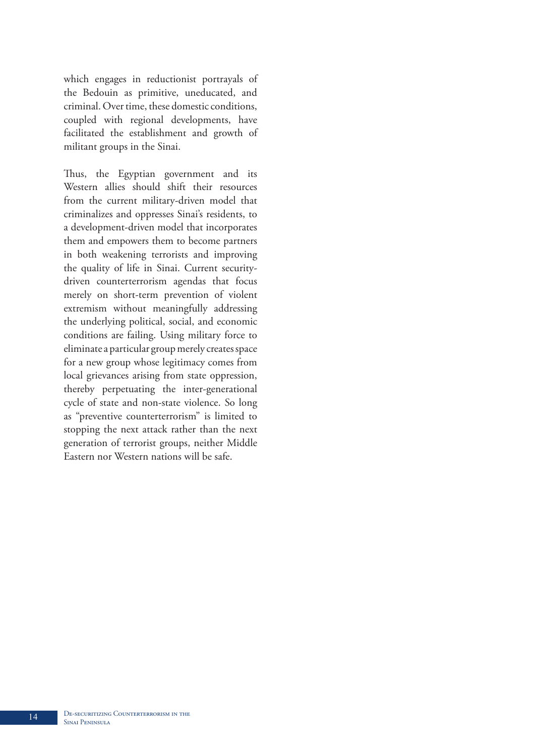which engages in reductionist portrayals of the Bedouin as primitive, uneducated, and criminal. Over time, these domestic conditions, coupled with regional developments, have facilitated the establishment and growth of militant groups in the Sinai.

Thus, the Egyptian government and its Western allies should shift their resources from the current military-driven model that criminalizes and oppresses Sinai's residents, to a development-driven model that incorporates them and empowers them to become partners in both weakening terrorists and improving the quality of life in Sinai. Current security-driven counterterrorism agendas that focus merely on short-term prevention of violent extremism without meaningfully addressing the underlying political, social, and economic conditions are failing. Using military force to eliminate a particular group merely creates space for a new group whose legitimacy comes from local grievances arising from state oppression, thereby perpetuating the inter-generational cycle of state and non-state violence. So long as "preventive counterterrorism" is limited to stopping the next attack rather than the next generation of terrorist groups, neither Middle Eastern nor Western nations will be safe.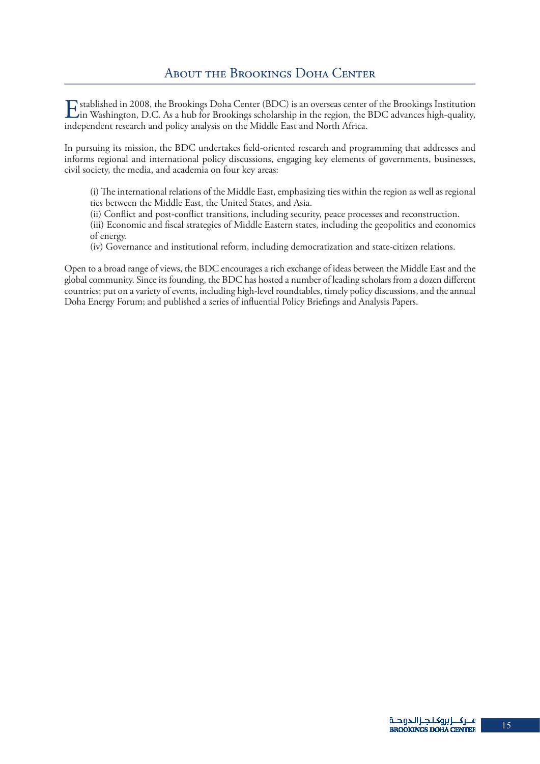# About the Brookings Doha Center

Established in 2008, the Brookings Doha Center (BDC) is an overseas center of the Brookings Institution in Washington, D.C. As a hub for Brookings scholarship in the region, the BDC advances high-quality, independent research and policy analysis on the Middle East and North Africa.

In pursuing its mission, the BDC undertakes field-oriented research and programming that addresses and informs regional and international policy discussions, engaging key elements of governments, businesses, civil society, the media, and academia on four key areas:

(i) The international relations of the Middle East, emphasizing ties within the region as well as regional ties between the Middle East, the United States, and Asia.
(ii) Conflict and post-conflict transitions, including security, peace processes and reconstruction.
(iii) Economic and fiscal strategies of Middle Eastern states, including the geopolitics and economics of energy.
(iv) Governance and institutional reform, including democratization and state-citizen relations.

Open to a broad range of views, the BDC encourages a rich exchange of ideas between the Middle East and the global community. Since its founding, the BDC has hosted a number of leading scholars from a dozen different countries; put on a variety of events, including high-level roundtables, timely policy discussions, and the annual Doha Energy Forum; and published a series of influential Policy Briefings and Analysis Papers.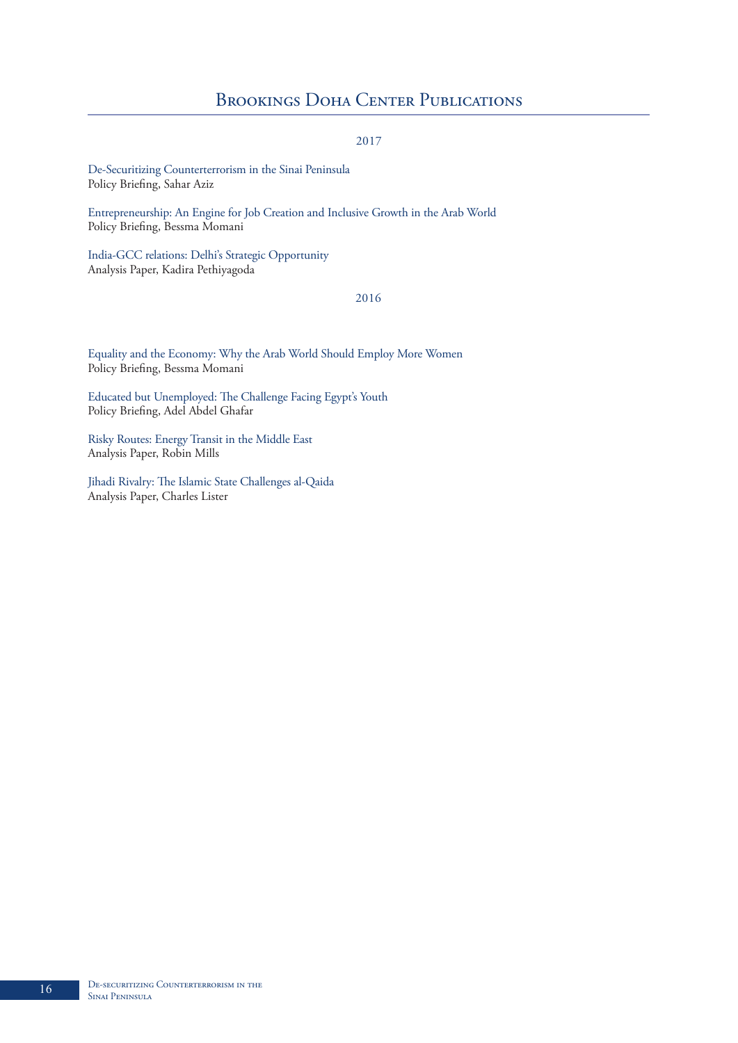## Brookings Doha Center Publications

### 2017

De-Securitizing Counterterrorism in the Sinai Peninsula
Policy Briefing, Sahar Aziz

Entrepreneurship: An Engine for Job Creation and Inclusive Growth in the Arab World
Policy Briefing, Bessma Momani

India-GCC relations: Delhi's Strategic Opportunity
Analysis Paper, Kadira Pethiyagoda

### 2016

Equality and the Economy: Why the Arab World Should Employ More Women
Policy Briefing, Bessma Momani

Educated but Unemployed: The Challenge Facing Egypt's Youth
Policy Briefing, Adel Abdel Ghafar

Risky Routes: Energy Transit in the Middle East
Analysis Paper, Robin Mills

Jihadi Rivalry: The Islamic State Challenges al-Qaida
Analysis Paper, Charles Lister